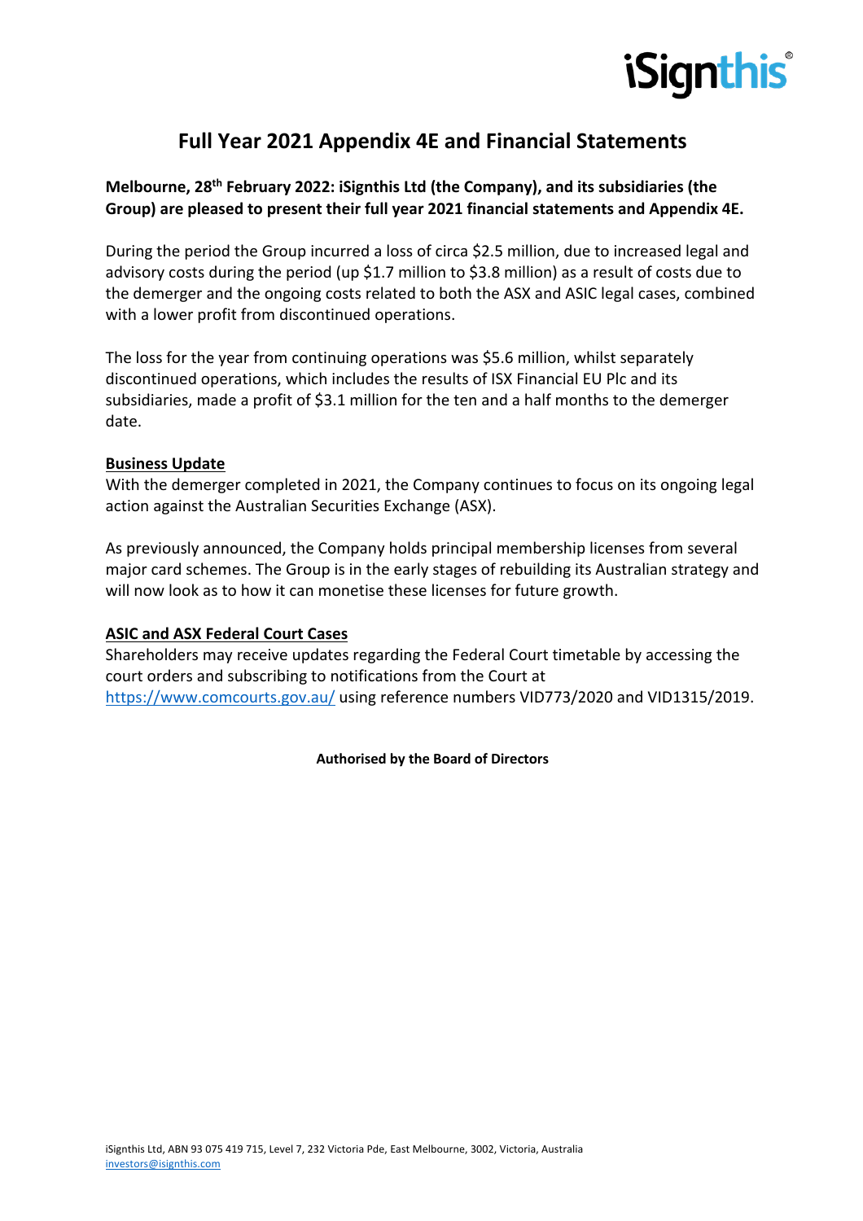# Full Year 2021 Appendix 4E and Financial Statements

**Melbourne, 28th February 2022: iSignthis Ltd (the Company), and its subsidiaries (the Group) are pleased to present their full year 2021 financial statements and Appendix 4E.**

During the period the Group incurred a loss of circa $2.5 million, due to increased legal and advisory costs during the period (up $1.7 million to $3.8 million) as a result of costs due to the demerger and the ongoing costs related to both the ASX and ASIC legal cases, combined with a lower profit from discontinued operations.

The loss for the year from continuing operations was $5.6 million, whilst separately discontinued operations, which includes the results of ISX Financial EU Plc and its subsidiaries, made a profit of $3.1 million for the ten and a half months to the demerger date.

## Business Update

With the demerger completed in 2021, the Company continues to focus on its ongoing legal action against the Australian Securities Exchange (ASX).

As previously announced, the Company holds principal membership licenses from several major card schemes. The Group is in the early stages of rebuilding its Australian strategy and will now look as to how it can monetise these licenses for future growth.

## ASIC and ASX Federal Court Cases

Shareholders may receive updates regarding the Federal Court timetable by accessing the court orders and subscribing to notifications from the Court at https://www.comcourts.gov.au/ using reference numbers VID773/2020 and VID1315/2019.

**Authorised by the Board of Directors**

iSignthis Ltd, ABN 93 075 419 715, Level 7, 232 Victoria Pde, East Melbourne, 3002, Victoria, Australia
investors@isignthis.com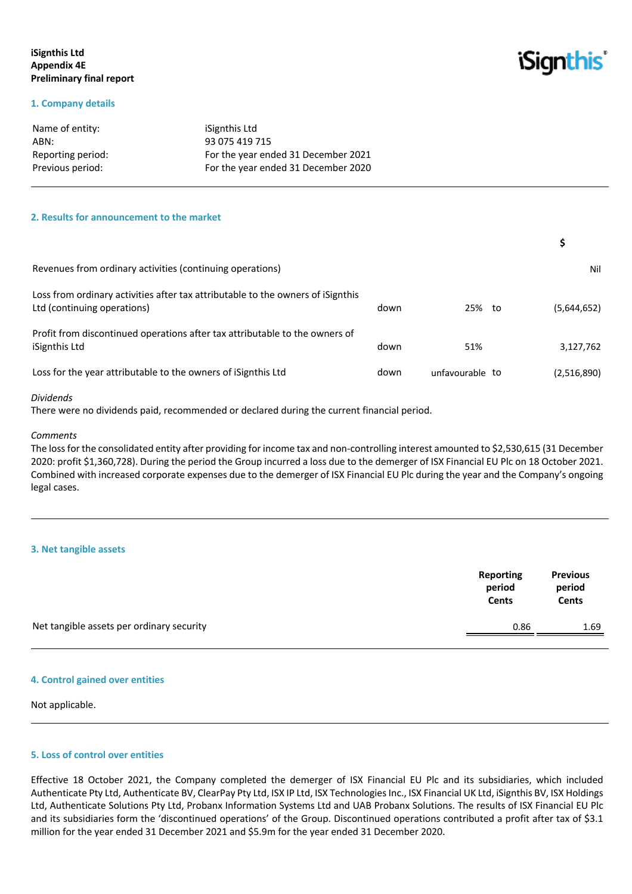**iSignthis Ltd**
**Appendix 4E**
**Preliminary final report**

## 1. Company details

| | |
|---|---|
| Name of entity: | iSignthis Ltd |
| ABN: | 93 075 419 715 |
| Reporting period: | For the year ended 31 December 2021 |
| Previous period: | For the year ended 31 December 2020 |

## 2. Results for announcement to the market

| | | | | $ |
|---|---|---|---|---|
| Revenues from ordinary activities (continuing operations) | | | | Nil |
| Loss from ordinary activities after tax attributable to the owners of iSignthis Ltd (continuing operations) | down | 25% | to | (5,644,652) |
| Profit from discontinued operations after tax attributable to the owners of iSignthis Ltd | down | 51% | | 3,127,762 |
| Loss for the year attributable to the owners of iSignthis Ltd | down | unfavourable | to | (2,516,890) |

*Dividends*
There were no dividends paid, recommended or declared during the current financial period.

*Comments*
The loss for the consolidated entity after providing for income tax and non-controlling interest amounted to $2,530,615 (31 December 2020: profit $1,360,728). During the period the Group incurred a loss due to the demerger of ISX Financial EU Plc on 18 October 2021. Combined with increased corporate expenses due to the demerger of ISX Financial EU Plc during the year and the Company's ongoing legal cases.

## 3. Net tangible assets

| | Reporting period Cents | Previous period Cents |
|---|---|---|
| Net tangible assets per ordinary security | 0.86 | 1.69 |

## 4. Control gained over entities

Not applicable.

## 5. Loss of control over entities

Effective 18 October 2021, the Company completed the demerger of ISX Financial EU Plc and its subsidiaries, which included Authenticate Pty Ltd, Authenticate BV, ClearPay Pty Ltd, ISX IP Ltd, ISX Technologies Inc., ISX Financial UK Ltd, iSignthis BV, ISX Holdings Ltd, Authenticate Solutions Pty Ltd, Probanx Information Systems Ltd and UAB Probanx Solutions. The results of ISX Financial EU Plc and its subsidiaries form the 'discontinued operations' of the Group. Discontinued operations contributed a profit after tax of $3.1 million for the year ended 31 December 2021 and $5.9m for the year ended 31 December 2020.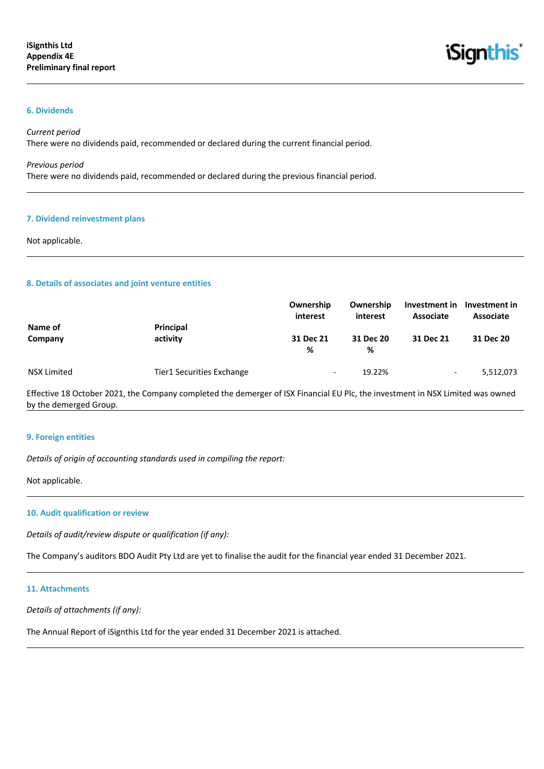## 6. Dividends

*Current period*
There were no dividends paid, recommended or declared during the current financial period.

*Previous period*
There were no dividends paid, recommended or declared during the previous financial period.

## 7. Dividend reinvestment plans

Not applicable.

## 8. Details of associates and joint venture entities

| Name of Company | Principal activity | Ownership interest 31 Dec 21 % | Ownership interest 31 Dec 20 % | Investment in Associate 31 Dec 21 | Investment in Associate 31 Dec 20 |
|---|---|---|---|---|---|
| NSX Limited | Tier1 Securities Exchange | - | 19.22% | - | 5,512,073 |

Effective 18 October 2021, the Company completed the demerger of ISX Financial EU Plc, the investment in NSX Limited was owned by the demerged Group.

## 9. Foreign entities

*Details of origin of accounting standards used in compiling the report:*

Not applicable.

## 10. Audit qualification or review

*Details of audit/review dispute or qualification (if any):*

The Company's auditors BDO Audit Pty Ltd are yet to finalise the audit for the financial year ended 31 December 2021.

## 11. Attachments

*Details of attachments (if any):*

The Annual Report of iSignthis Ltd for the year ended 31 December 2021 is attached.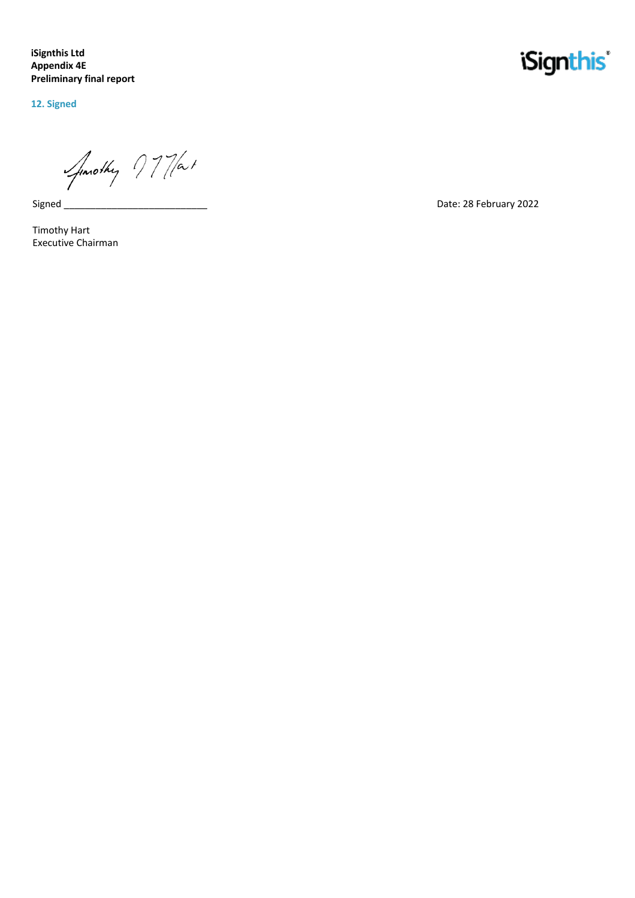## 12. Signed

Signed ___________________________ Date: 28 February 2022

Timothy Hart
Executive Chairman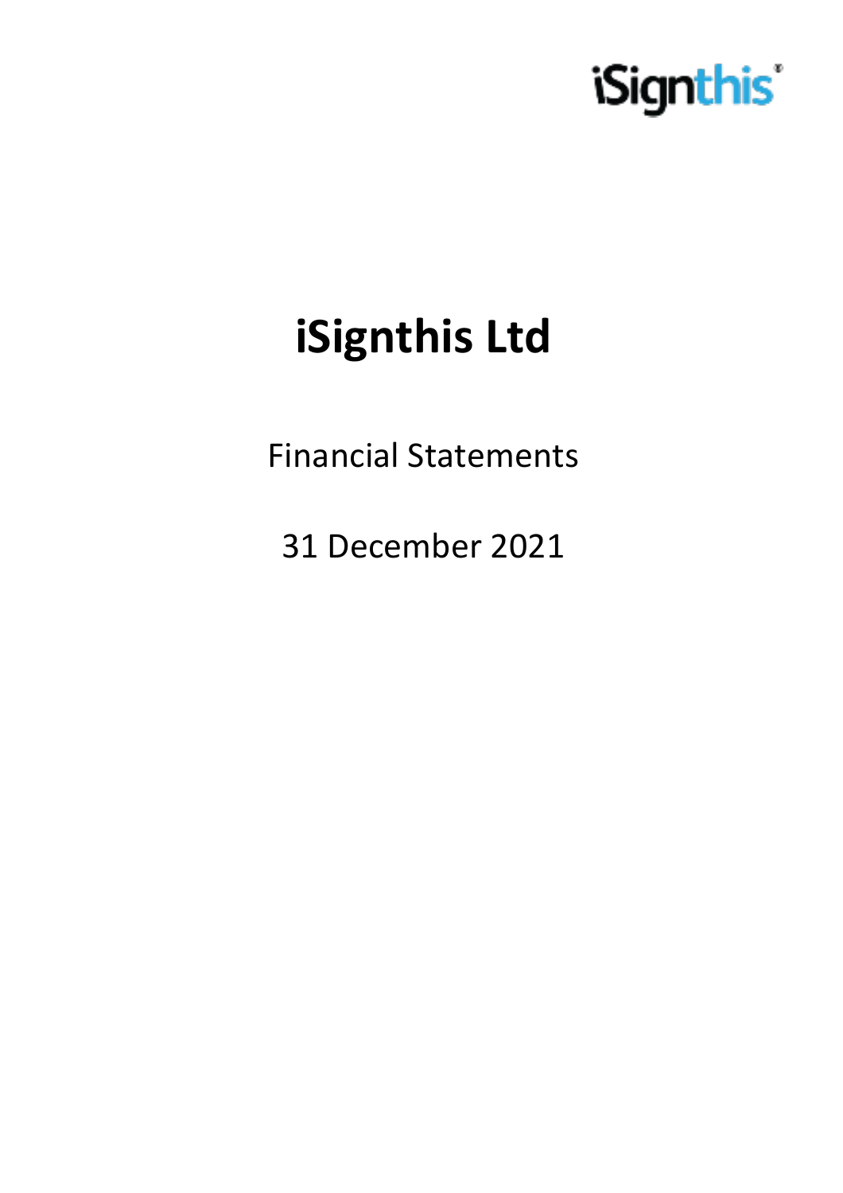iSignthis®

# iSignthis Ltd

Financial Statements

31 December 2021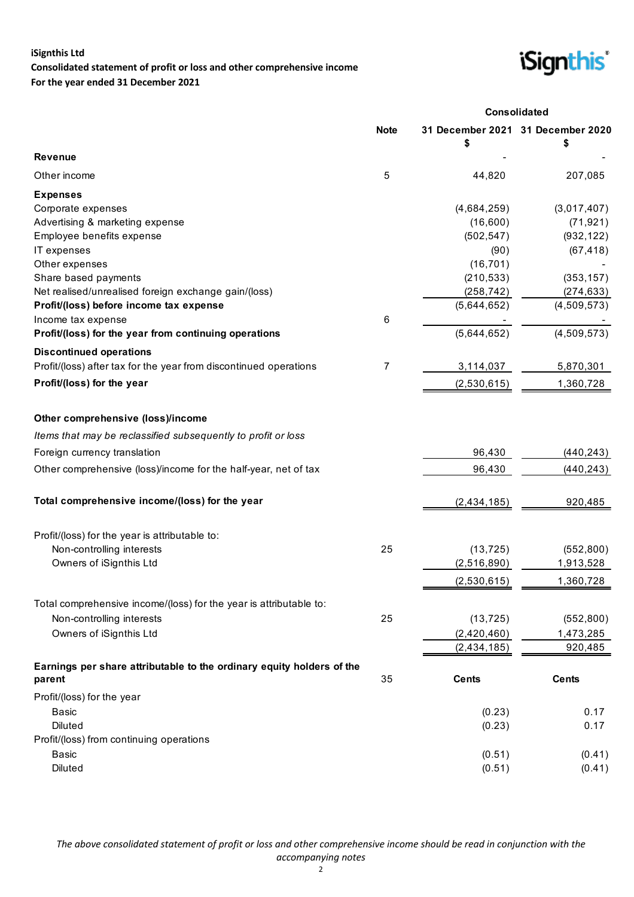**iSignthis Ltd**
**Consolidated statement of profit or loss and other comprehensive income**
**For the year ended 31 December 2021**

| | Note | Consolidated 31 December 2021 $ | 31 December 2020 $ |
|---|---|---|---|
| **Revenue** | | - | - |
| Other income | 5 | 44,820 | 207,085 |
| **Expenses** | | | |
| Corporate expenses | | (4,684,259) | (3,017,407) |
| Advertising & marketing expense | | (16,600) | (71,921) |
| Employee benefits expense | | (502,547) | (932,122) |
| IT expenses | | (90) | (67,418) |
| Other expenses | | (16,701) | - |
| Share based payments | | (210,533) | (353,157) |
| Net realised/unrealised foreign exchange gain/(loss) | | (258,742) | (274,633) |
| **Profit/(loss) before income tax expense** | | (5,644,652) | (4,509,573) |
| Income tax expense | 6 | - | - |
| **Profit/(loss) for the year from continuing operations** | | (5,644,652) | (4,509,573) |
| **Discontinued operations** | | | |
| Profit/(loss) after tax for the year from discontinued operations | 7 | 3,114,037 | 5,870,301 |
| **Profit/(loss) for the year** | | (2,530,615) | 1,360,728 |
| | | | |
| **Other comprehensive (loss)/income** | | | |
| *Items that may be reclassified subsequently to profit or loss* | | | |
| Foreign currency translation | | 96,430 | (440,243) |
| Other comprehensive (loss)/income for the half-year, net of tax | | 96,430 | (440,243) |
| | | | |
| **Total comprehensive income/(loss) for the year** | | (2,434,185) | 920,485 |
| | | | |
| Profit/(loss) for the year is attributable to: | | | |
| Non-controlling interests | 25 | (13,725) | (552,800) |
| Owners of iSignthis Ltd | | (2,516,890) | 1,913,528 |
| | | (2,530,615) | 1,360,728 |
| | | | |
| Total comprehensive income/(loss) for the year is attributable to: | | | |
| Non-controlling interests | 25 | (13,725) | (552,800) |
| Owners of iSignthis Ltd | | (2,420,460) | 1,473,285 |
| | | (2,434,185) | 920,485 |
| | | | |
| **Earnings per share attributable to the ordinary equity holders of the parent** | 35 | **Cents** | **Cents** |
| Profit/(loss) for the year | | | |
| Basic | | (0.23) | 0.17 |
| Diluted | | (0.23) | 0.17 |
| Profit/(loss) from continuing operations | | | |
| Basic | | (0.51) | (0.41) |
| Diluted | | (0.51) | (0.41) |

*The above consolidated statement of profit or loss and other comprehensive income should be read in conjunction with the accompanying notes*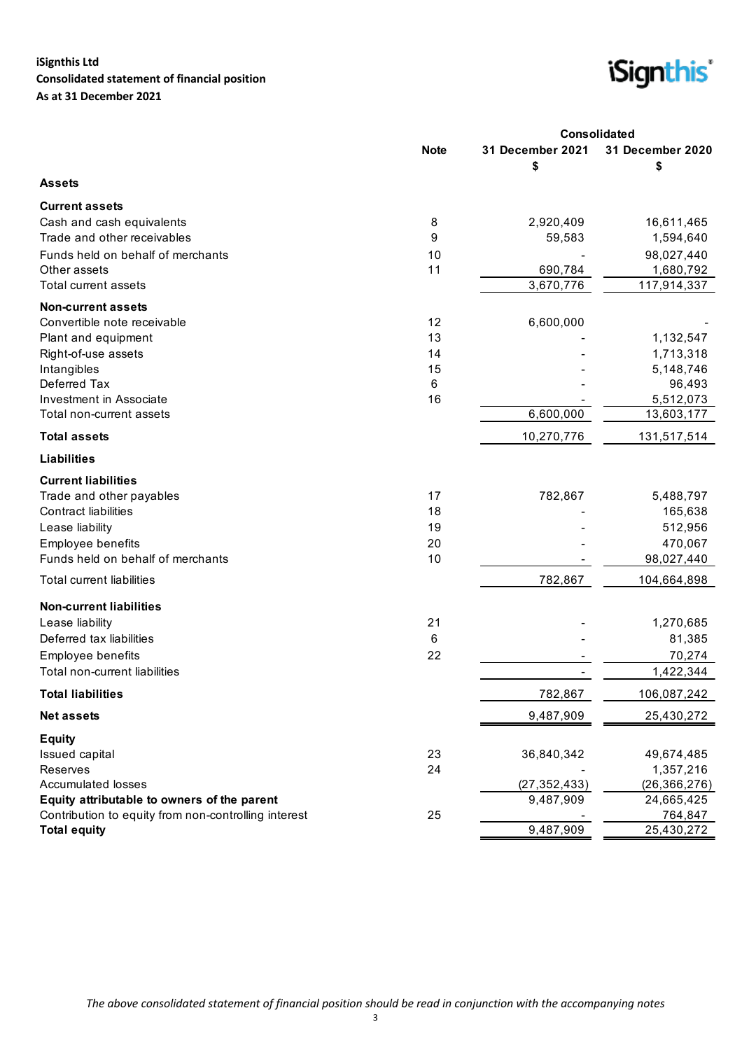**iSignthis Ltd**
**Consolidated statement of financial position**
**As at 31 December 2021**

| | Note | Consolidated 31 December 2021 $ | Consolidated 31 December 2020 $ |
|---|---|---|---|
| **Assets** | | | |
| **Current assets** | | | |
| Cash and cash equivalents | 8 | 2,920,409 | 16,611,465 |
| Trade and other receivables | 9 | 59,583 | 1,594,640 |
| Funds held on behalf of merchants | 10 | - | 98,027,440 |
| Other assets | 11 | 690,784 | 1,680,792 |
| Total current assets | | 3,670,776 | 117,914,337 |
| **Non-current assets** | | | |
| Convertible note receivable | 12 | 6,600,000 | - |
| Plant and equipment | 13 | - | 1,132,547 |
| Right-of-use assets | 14 | - | 1,713,318 |
| Intangibles | 15 | - | 5,148,746 |
| Deferred Tax | 6 | - | 96,493 |
| Investment in Associate | 16 | - | 5,512,073 |
| Total non-current assets | | 6,600,000 | 13,603,177 |
| **Total assets** | | 10,270,776 | 131,517,514 |
| **Liabilities** | | | |
| **Current liabilities** | | | |
| Trade and other payables | 17 | 782,867 | 5,488,797 |
| Contract liabilities | 18 | - | 165,638 |
| Lease liability | 19 | - | 512,956 |
| Employee benefits | 20 | - | 470,067 |
| Funds held on behalf of merchants | 10 | - | 98,027,440 |
| Total current liabilities | | 782,867 | 104,664,898 |
| **Non-current liabilities** | | | |
| Lease liability | 21 | - | 1,270,685 |
| Deferred tax liabilities | 6 | - | 81,385 |
| Employee benefits | 22 | - | 70,274 |
| Total non-current liabilities | | - | 1,422,344 |
| **Total liabilities** | | 782,867 | 106,087,242 |
| **Net assets** | | 9,487,909 | 25,430,272 |
| **Equity** | | | |
| Issued capital | 23 | 36,840,342 | 49,674,485 |
| Reserves | 24 | - | 1,357,216 |
| Accumulated losses | | (27,352,433) | (26,366,276) |
| **Equity attributable to owners of the parent** | | 9,487,909 | 24,665,425 |
| Contribution to equity from non-controlling interest | 25 | - | 764,847 |
| **Total equity** | | 9,487,909 | 25,430,272 |

*The above consolidated statement of financial position should be read in conjunction with the accompanying notes*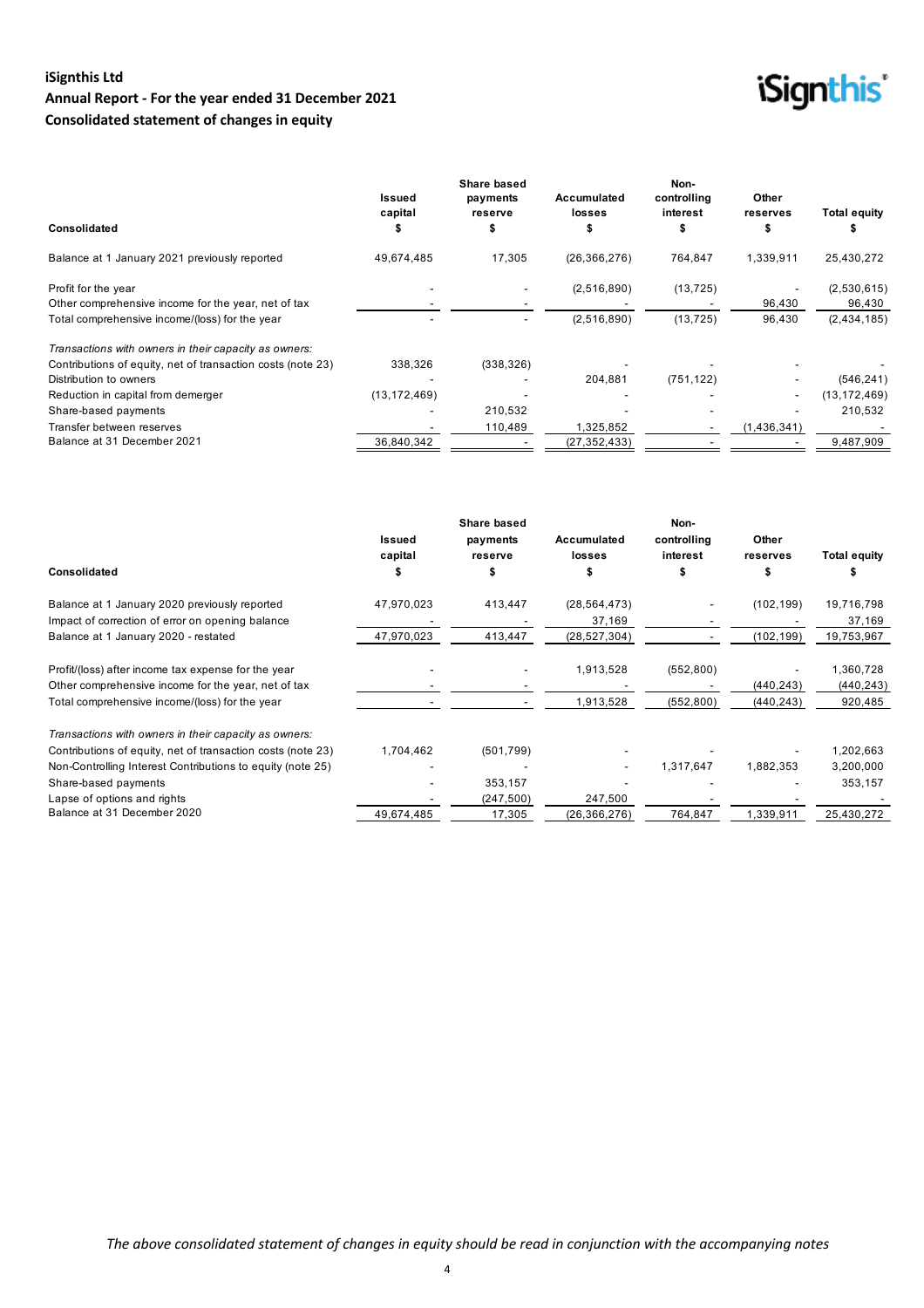# iSignthis Ltd
## Annual Report - For the year ended 31 December 2021
## Consolidated statement of changes in equity

| Consolidated | Issued capital $ | Share based payments reserve $ | Accumulated losses $ | Non-controlling interest $ | Other reserves $ | Total equity $ |
|---|---|---|---|---|---|---|
| Balance at 1 January 2021 previously reported | 49,674,485 | 17,305 | (26,366,276) | 764,847 | 1,339,911 | 25,430,272 |
| Profit for the year | - | - | (2,516,890) | (13,725) | - | (2,530,615) |
| Other comprehensive income for the year, net of tax | - | - | - | - | 96,430 | 96,430 |
| Total comprehensive income/(loss) for the year | - | - | (2,516,890) | (13,725) | 96,430 | (2,434,185) |
| *Transactions with owners in their capacity as owners:* | | | | | | |
| Contributions of equity, net of transaction costs (note 23) | 338,326 | (338,326) | - | - | - | - |
| Distribution to owners | - | - | 204,881 | (751,122) | - | (546,241) |
| Reduction in capital from demerger | (13,172,469) | - | - | - | - | (13,172,469) |
| Share-based payments | - | 210,532 | - | - | - | 210,532 |
| Transfer between reserves | - | 110,489 | 1,325,852 | - | (1,436,341) | - |
| Balance at 31 December 2021 | 36,840,342 | - | (27,352,433) | - | - | 9,487,909 |

| Consolidated | Issued capital $ | Share based payments reserve $ | Accumulated losses $ | Non-controlling interest $ | Other reserves $ | Total equity $ |
|---|---|---|---|---|---|---|
| Balance at 1 January 2020 previously reported | 47,970,023 | 413,447 | (28,564,473) | - | (102,199) | 19,716,798 |
| Impact of correction of error on opening balance | - | - | 37,169 | - | - | 37,169 |
| Balance at 1 January 2020 - restated | 47,970,023 | 413,447 | (28,527,304) | - | (102,199) | 19,753,967 |
| Profit/(loss) after income tax expense for the year | - | - | 1,913,528 | (552,800) | - | 1,360,728 |
| Other comprehensive income for the year, net of tax | - | - | - | - | (440,243) | (440,243) |
| Total comprehensive income/(loss) for the year | - | - | 1,913,528 | (552,800) | (440,243) | 920,485 |
| *Transactions with owners in their capacity as owners:* | | | | | | |
| Contributions of equity, net of transaction costs (note 23) | 1,704,462 | (501,799) | - | - | - | 1,202,663 |
| Non-Controlling Interest Contributions to equity (note 25) | - | - | - | 1,317,647 | 1,882,353 | 3,200,000 |
| Share-based payments | - | 353,157 | - | - | - | 353,157 |
| Lapse of options and rights | - | (247,500) | 247,500 | - | - | - |
| Balance at 31 December 2020 | 49,674,485 | 17,305 | (26,366,276) | 764,847 | 1,339,911 | 25,430,272 |

*The above consolidated statement of changes in equity should be read in conjunction with the accompanying notes*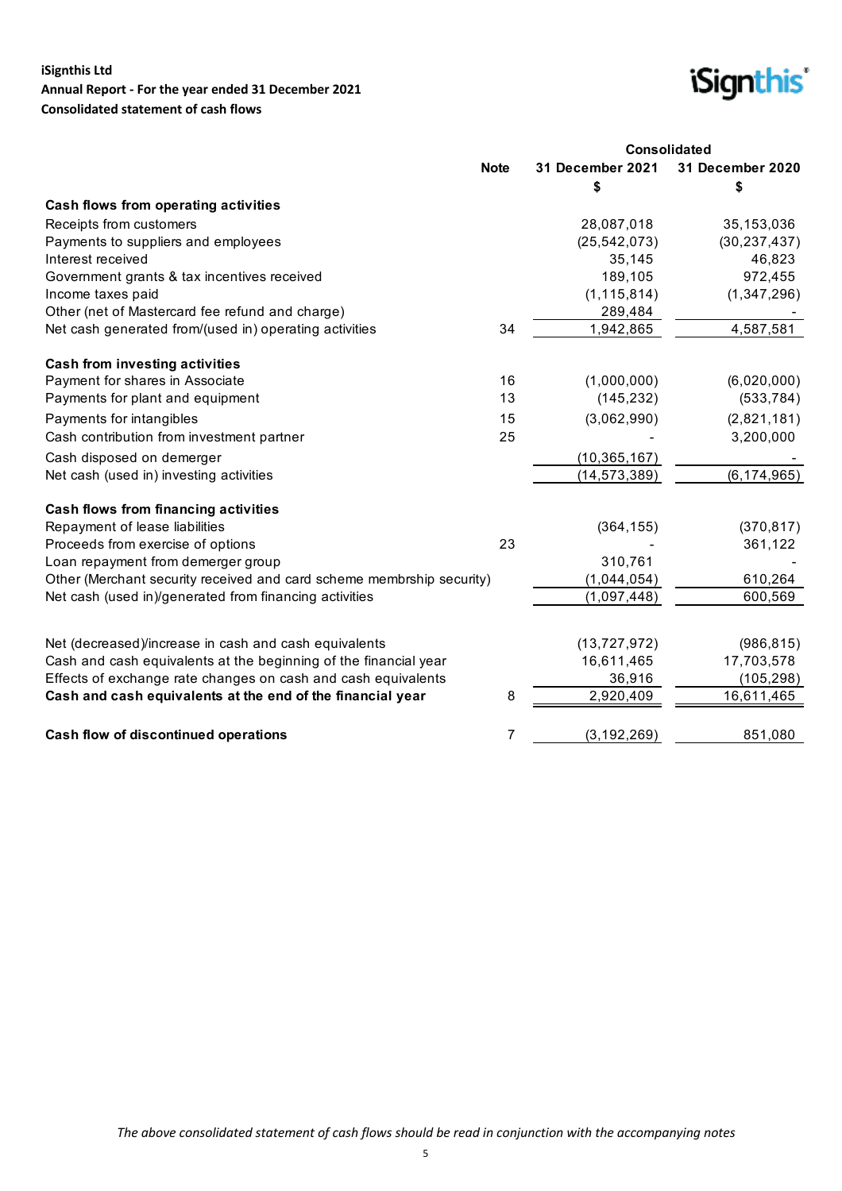**iSignthis Ltd**
**Annual Report - For the year ended 31 December 2021**
**Consolidated statement of cash flows**

| | Note | Consolidated | |
|---|---|---|---|
| | | **31 December 2021** | **31 December 2020** |
| | | **$** | **$** |
| **Cash flows from operating activities** | | | |
| Receipts from customers | | 28,087,018 | 35,153,036 |
| Payments to suppliers and employees | | (25,542,073) | (30,237,437) |
| Interest received | | 35,145 | 46,823 |
| Government grants & tax incentives received | | 189,105 | 972,455 |
| Income taxes paid | | (1,115,814) | (1,347,296) |
| Other (net of Mastercard fee refund and charge) | | 289,484 | - |
| Net cash generated from/(used in) operating activities | 34 | 1,942,865 | 4,587,581 |
| | | | |
| **Cash from investing activities** | | | |
| Payment for shares in Associate | 16 | (1,000,000) | (6,020,000) |
| Payments for plant and equipment | 13 | (145,232) | (533,784) |
| Payments for intangibles | 15 | (3,062,990) | (2,821,181) |
| Cash contribution from investment partner | 25 | - | 3,200,000 |
| Cash disposed on demerger | | (10,365,167) | - |
| Net cash (used in) investing activities | | (14,573,389) | (6,174,965) |
| | | | |
| **Cash flows from financing activities** | | | |
| Repayment of lease liabilities | | (364,155) | (370,817) |
| Proceeds from exercise of options | 23 | - | 361,122 |
| Loan repayment from demerger group | | 310,761 | - |
| Other (Merchant security received and card scheme membrship security) | | (1,044,054) | 610,264 |
| Net cash (used in)/generated from financing activities | | (1,097,448) | 600,569 |
| | | | |
| Net (decreased)/increase in cash and cash equivalents | | (13,727,972) | (986,815) |
| Cash and cash equivalents at the beginning of the financial year | | 16,611,465 | 17,703,578 |
| Effects of exchange rate changes on cash and cash equivalents | | 36,916 | (105,298) |
| **Cash and cash equivalents at the end of the financial year** | 8 | 2,920,409 | 16,611,465 |
| | | | |
| **Cash flow of discontinued operations** | 7 | (3,192,269) | 851,080 |

*The above consolidated statement of cash flows should be read in conjunction with the accompanying notes*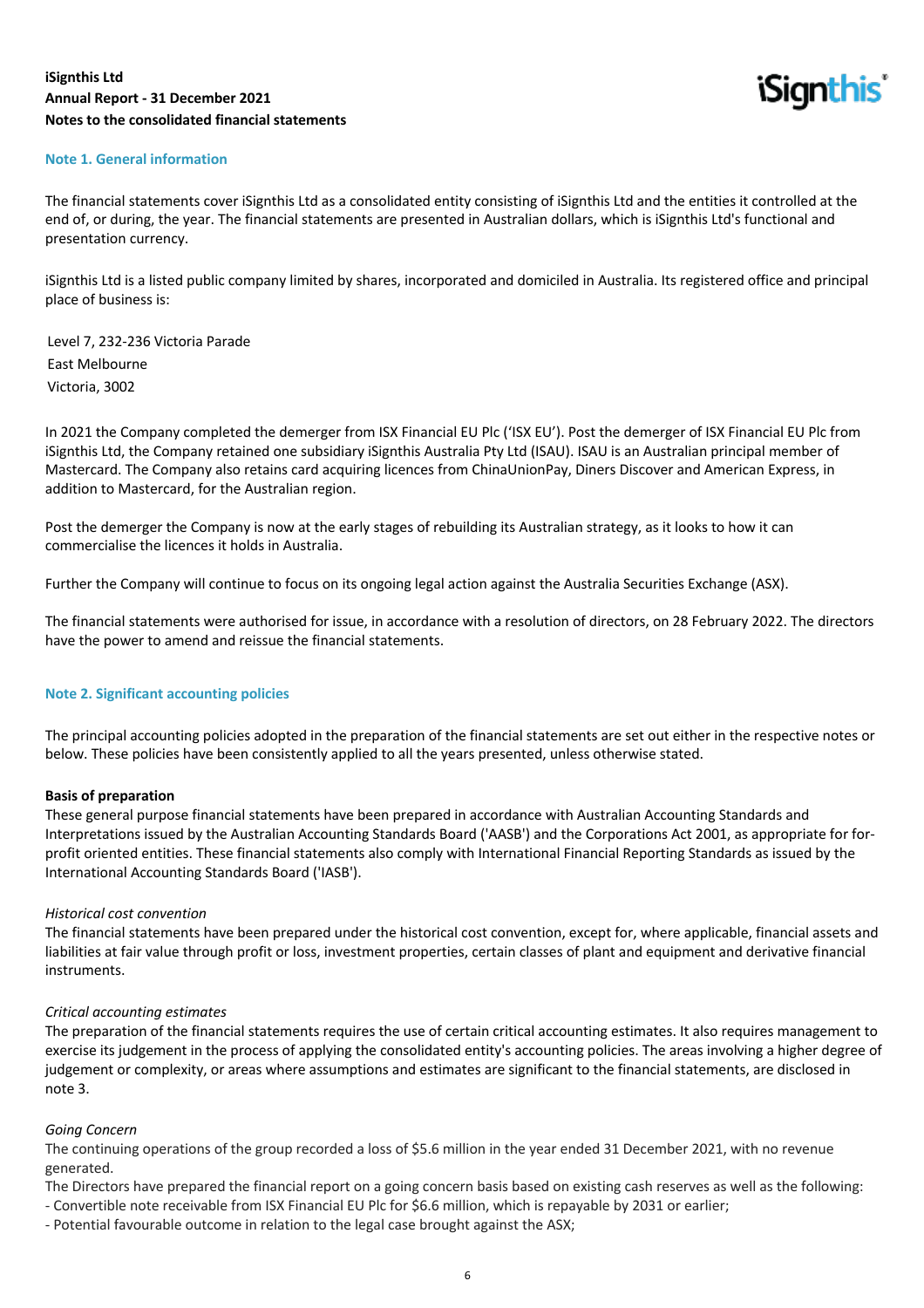## Note 1. General information

The financial statements cover iSignthis Ltd as a consolidated entity consisting of iSignthis Ltd and the entities it controlled at the end of, or during, the year. The financial statements are presented in Australian dollars, which is iSignthis Ltd's functional and presentation currency.

iSignthis Ltd is a listed public company limited by shares, incorporated and domiciled in Australia. Its registered office and principal place of business is:

Level 7, 232-236 Victoria Parade
East Melbourne
Victoria, 3002

In 2021 the Company completed the demerger from ISX Financial EU Plc ('ISX EU'). Post the demerger of ISX Financial EU Plc from iSignthis Ltd, the Company retained one subsidiary iSignthis Australia Pty Ltd (ISAU). ISAU is an Australian principal member of Mastercard. The Company also retains card acquiring licences from ChinaUnionPay, Diners Discover and American Express, in addition to Mastercard, for the Australian region.

Post the demerger the Company is now at the early stages of rebuilding its Australian strategy, as it looks to how it can commercialise the licences it holds in Australia.

Further the Company will continue to focus on its ongoing legal action against the Australia Securities Exchange (ASX).

The financial statements were authorised for issue, in accordance with a resolution of directors, on 28 February 2022. The directors have the power to amend and reissue the financial statements.

## Note 2. Significant accounting policies

The principal accounting policies adopted in the preparation of the financial statements are set out either in the respective notes or below. These policies have been consistently applied to all the years presented, unless otherwise stated.

**Basis of preparation**

These general purpose financial statements have been prepared in accordance with Australian Accounting Standards and Interpretations issued by the Australian Accounting Standards Board ('AASB') and the Corporations Act 2001, as appropriate for for-profit oriented entities. These financial statements also comply with International Financial Reporting Standards as issued by the International Accounting Standards Board ('IASB').

*Historical cost convention*

The financial statements have been prepared under the historical cost convention, except for, where applicable, financial assets and liabilities at fair value through profit or loss, investment properties, certain classes of plant and equipment and derivative financial instruments.

*Critical accounting estimates*

The preparation of the financial statements requires the use of certain critical accounting estimates. It also requires management to exercise its judgement in the process of applying the consolidated entity's accounting policies. The areas involving a higher degree of judgement or complexity, or areas where assumptions and estimates are significant to the financial statements, are disclosed in note 3.

*Going Concern*

The continuing operations of the group recorded a loss of $5.6 million in the year ended 31 December 2021, with no revenue generated.

The Directors have prepared the financial report on a going concern basis based on existing cash reserves as well as the following:

- Convertible note receivable from ISX Financial EU Plc for $6.6 million, which is repayable by 2031 or earlier;
- Potential favourable outcome in relation to the legal case brought against the ASX;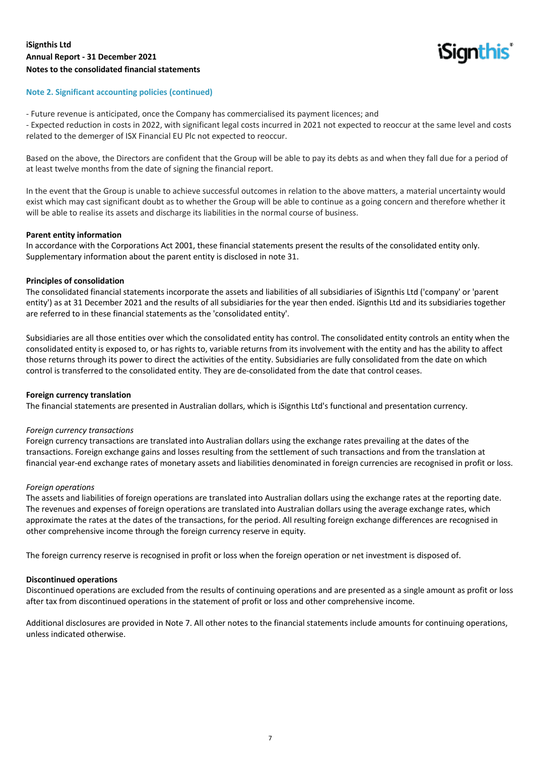## Note 2. Significant accounting policies (continued)

- Future revenue is anticipated, once the Company has commercialised its payment licences; and
- Expected reduction in costs in 2022, with significant legal costs incurred in 2021 not expected to reoccur at the same level and costs related to the demerger of ISX Financial EU Plc not expected to reoccur.

Based on the above, the Directors are confident that the Group will be able to pay its debts as and when they fall due for a period of at least twelve months from the date of signing the financial report.

In the event that the Group is unable to achieve successful outcomes in relation to the above matters, a material uncertainty would exist which may cast significant doubt as to whether the Group will be able to continue as a going concern and therefore whether it will be able to realise its assets and discharge its liabilities in the normal course of business.

**Parent entity information**
In accordance with the Corporations Act 2001, these financial statements present the results of the consolidated entity only. Supplementary information about the parent entity is disclosed in note 31.

**Principles of consolidation**
The consolidated financial statements incorporate the assets and liabilities of all subsidiaries of iSignthis Ltd ('company' or 'parent entity') as at 31 December 2021 and the results of all subsidiaries for the year then ended. iSignthis Ltd and its subsidiaries together are referred to in these financial statements as the 'consolidated entity'.

Subsidiaries are all those entities over which the consolidated entity has control. The consolidated entity controls an entity when the consolidated entity is exposed to, or has rights to, variable returns from its involvement with the entity and has the ability to affect those returns through its power to direct the activities of the entity. Subsidiaries are fully consolidated from the date on which control is transferred to the consolidated entity. They are de-consolidated from the date that control ceases.

**Foreign currency translation**
The financial statements are presented in Australian dollars, which is iSignthis Ltd's functional and presentation currency.

*Foreign currency transactions*
Foreign currency transactions are translated into Australian dollars using the exchange rates prevailing at the dates of the transactions. Foreign exchange gains and losses resulting from the settlement of such transactions and from the translation at financial year-end exchange rates of monetary assets and liabilities denominated in foreign currencies are recognised in profit or loss.

*Foreign operations*
The assets and liabilities of foreign operations are translated into Australian dollars using the exchange rates at the reporting date. The revenues and expenses of foreign operations are translated into Australian dollars using the average exchange rates, which approximate the rates at the dates of the transactions, for the period. All resulting foreign exchange differences are recognised in other comprehensive income through the foreign currency reserve in equity.

The foreign currency reserve is recognised in profit or loss when the foreign operation or net investment is disposed of.

**Discontinued operations**
Discontinued operations are excluded from the results of continuing operations and are presented as a single amount as profit or loss after tax from discontinued operations in the statement of profit or loss and other comprehensive income.

Additional disclosures are provided in Note 7. All other notes to the financial statements include amounts for continuing operations, unless indicated otherwise.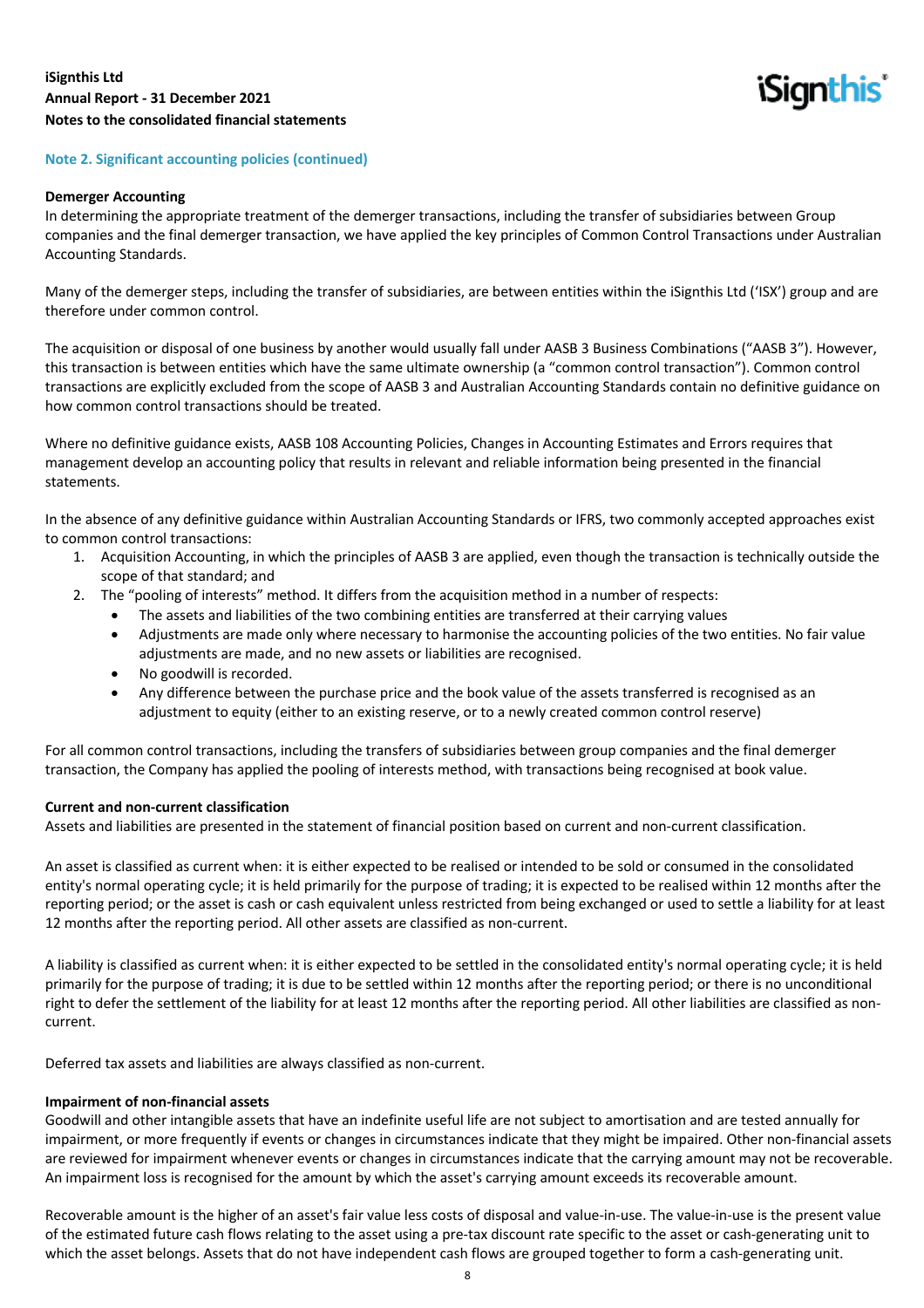## Note 2. Significant accounting policies (continued)

**Demerger Accounting**

In determining the appropriate treatment of the demerger transactions, including the transfer of subsidiaries between Group companies and the final demerger transaction, we have applied the key principles of Common Control Transactions under Australian Accounting Standards.

Many of the demerger steps, including the transfer of subsidiaries, are between entities within the iSignthis Ltd ('ISX') group and are therefore under common control.

The acquisition or disposal of one business by another would usually fall under AASB 3 Business Combinations ("AASB 3"). However, this transaction is between entities which have the same ultimate ownership (a "common control transaction"). Common control transactions are explicitly excluded from the scope of AASB 3 and Australian Accounting Standards contain no definitive guidance on how common control transactions should be treated.

Where no definitive guidance exists, AASB 108 Accounting Policies, Changes in Accounting Estimates and Errors requires that management develop an accounting policy that results in relevant and reliable information being presented in the financial statements.

In the absence of any definitive guidance within Australian Accounting Standards or IFRS, two commonly accepted approaches exist to common control transactions:

1. Acquisition Accounting, in which the principles of AASB 3 are applied, even though the transaction is technically outside the scope of that standard; and
2. The "pooling of interests" method. It differs from the acquisition method in a number of respects:
   - The assets and liabilities of the two combining entities are transferred at their carrying values
   - Adjustments are made only where necessary to harmonise the accounting policies of the two entities. No fair value adjustments are made, and no new assets or liabilities are recognised.
   - No goodwill is recorded.
   - Any difference between the purchase price and the book value of the assets transferred is recognised as an adjustment to equity (either to an existing reserve, or to a newly created common control reserve)

For all common control transactions, including the transfers of subsidiaries between group companies and the final demerger transaction, the Company has applied the pooling of interests method, with transactions being recognised at book value.

**Current and non-current classification**

Assets and liabilities are presented in the statement of financial position based on current and non-current classification.

An asset is classified as current when: it is either expected to be realised or intended to be sold or consumed in the consolidated entity's normal operating cycle; it is held primarily for the purpose of trading; it is expected to be realised within 12 months after the reporting period; or the asset is cash or cash equivalent unless restricted from being exchanged or used to settle a liability for at least 12 months after the reporting period. All other assets are classified as non-current.

A liability is classified as current when: it is either expected to be settled in the consolidated entity's normal operating cycle; it is held primarily for the purpose of trading; it is due to be settled within 12 months after the reporting period; or there is no unconditional right to defer the settlement of the liability for at least 12 months after the reporting period. All other liabilities are classified as non-current.

Deferred tax assets and liabilities are always classified as non-current.

**Impairment of non-financial assets**

Goodwill and other intangible assets that have an indefinite useful life are not subject to amortisation and are tested annually for impairment, or more frequently if events or changes in circumstances indicate that they might be impaired. Other non-financial assets are reviewed for impairment whenever events or changes in circumstances indicate that the carrying amount may not be recoverable. An impairment loss is recognised for the amount by which the asset's carrying amount exceeds its recoverable amount.

Recoverable amount is the higher of an asset's fair value less costs of disposal and value-in-use. The value-in-use is the present value of the estimated future cash flows relating to the asset using a pre-tax discount rate specific to the asset or cash-generating unit to which the asset belongs. Assets that do not have independent cash flows are grouped together to form a cash-generating unit.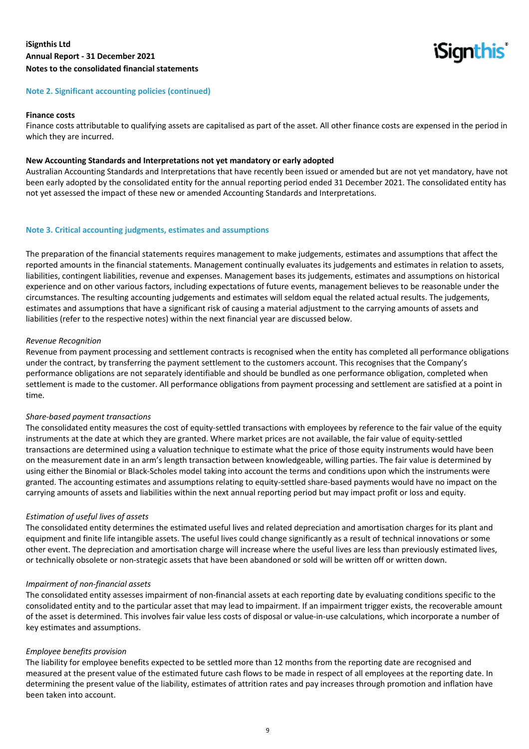## Note 2. Significant accounting policies (continued)

**Finance costs**

Finance costs attributable to qualifying assets are capitalised as part of the asset. All other finance costs are expensed in the period in which they are incurred.

**New Accounting Standards and Interpretations not yet mandatory or early adopted**

Australian Accounting Standards and Interpretations that have recently been issued or amended but are not yet mandatory, have not been early adopted by the consolidated entity for the annual reporting period ended 31 December 2021. The consolidated entity has not yet assessed the impact of these new or amended Accounting Standards and Interpretations.

## Note 3. Critical accounting judgments, estimates and assumptions

The preparation of the financial statements requires management to make judgements, estimates and assumptions that affect the reported amounts in the financial statements. Management continually evaluates its judgements and estimates in relation to assets, liabilities, contingent liabilities, revenue and expenses. Management bases its judgements, estimates and assumptions on historical experience and on other various factors, including expectations of future events, management believes to be reasonable under the circumstances. The resulting accounting judgements and estimates will seldom equal the related actual results. The judgements, estimates and assumptions that have a significant risk of causing a material adjustment to the carrying amounts of assets and liabilities (refer to the respective notes) within the next financial year are discussed below.

*Revenue Recognition*

Revenue from payment processing and settlement contracts is recognised when the entity has completed all performance obligations under the contract, by transferring the payment settlement to the customers account. This recognises that the Company's performance obligations are not separately identifiable and should be bundled as one performance obligation, completed when settlement is made to the customer. All performance obligations from payment processing and settlement are satisfied at a point in time.

*Share-based payment transactions*

The consolidated entity measures the cost of equity-settled transactions with employees by reference to the fair value of the equity instruments at the date at which they are granted. Where market prices are not available, the fair value of equity-settled transactions are determined using a valuation technique to estimate what the price of those equity instruments would have been on the measurement date in an arm's length transaction between knowledgeable, willing parties. The fair value is determined by using either the Binomial or Black-Scholes model taking into account the terms and conditions upon which the instruments were granted. The accounting estimates and assumptions relating to equity-settled share-based payments would have no impact on the carrying amounts of assets and liabilities within the next annual reporting period but may impact profit or loss and equity.

*Estimation of useful lives of assets*

The consolidated entity determines the estimated useful lives and related depreciation and amortisation charges for its plant and equipment and finite life intangible assets. The useful lives could change significantly as a result of technical innovations or some other event. The depreciation and amortisation charge will increase where the useful lives are less than previously estimated lives, or technically obsolete or non-strategic assets that have been abandoned or sold will be written off or written down.

*Impairment of non-financial assets*

The consolidated entity assesses impairment of non-financial assets at each reporting date by evaluating conditions specific to the consolidated entity and to the particular asset that may lead to impairment. If an impairment trigger exists, the recoverable amount of the asset is determined. This involves fair value less costs of disposal or value-in-use calculations, which incorporate a number of key estimates and assumptions.

*Employee benefits provision*

The liability for employee benefits expected to be settled more than 12 months from the reporting date are recognised and measured at the present value of the estimated future cash flows to be made in respect of all employees at the reporting date. In determining the present value of the liability, estimates of attrition rates and pay increases through promotion and inflation have been taken into account.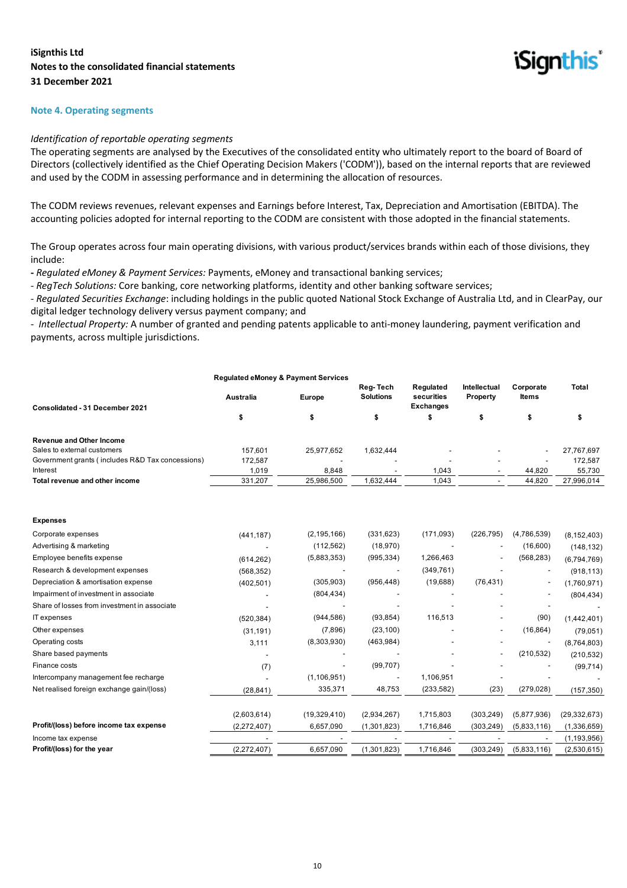## Note 4. Operating segments

*Identification of reportable operating segments*

The operating segments are analysed by the Executives of the consolidated entity who ultimately report to the board of Board of Directors (collectively identified as the Chief Operating Decision Makers ('CODM')), based on the internal reports that are reviewed and used by the CODM in assessing performance and in determining the allocation of resources.

The CODM reviews revenues, relevant expenses and Earnings before Interest, Tax, Depreciation and Amortisation (EBITDA). The accounting policies adopted for internal reporting to the CODM are consistent with those adopted in the financial statements.

The Group operates across four main operating divisions, with various product/services brands within each of those divisions, they include:

- *Regulated eMoney & Payment Services:* Payments, eMoney and transactional banking services;
- *RegTech Solutions:* Core banking, core networking platforms, identity and other banking software services;
- *Regulated Securities Exchange*: including holdings in the public quoted National Stock Exchange of Australia Ltd, and in ClearPay, our digital ledger technology delivery versus payment company; and
- *Intellectual Property:* A number of granted and pending patents applicable to anti-money laundering, payment verification and payments, across multiple jurisdictions.

| | Regulated eMoney & Payment Services | | | | | | |
|---|---|---|---|---|---|---|---|
| Consolidated - 31 December 2021 | Australia | Europe | Reg-Tech Solutions | Regulated securities Exchanges | Intellectual Property | Corporate Items | Total |
| | $ | $ | $ | $ | $ | $ | $ |
| **Revenue and Other Income** | | | | | | | |
| Sales to external customers | 157,601 | 25,977,652 | 1,632,444 | - | - | - | 27,767,697 |
| Government grants ( includes R&D Tax concessions) | 172,587 | - | - | - | - | - | 172,587 |
| Interest | 1,019 | 8,848 | - | 1,043 | - | 44,820 | 55,730 |
| **Total revenue and other income** | 331,207 | 25,986,500 | 1,632,444 | 1,043 | - | 44,820 | 27,996,014 |
| **Expenses** | | | | | | | |
| Corporate expenses | (441,187) | (2,195,166) | (331,623) | (171,093) | (226,795) | (4,786,539) | (8,152,403) |
| Advertising & marketing | - | (112,562) | (18,970) | - | - | (16,600) | (148,132) |
| Employee benefits expense | (614,262) | (5,883,353) | (995,334) | 1,266,463 | - | (568,283) | (6,794,769) |
| Research & development expenses | (568,352) | - | - | (349,761) | - | - | (918,113) |
| Depreciation & amortisation expense | (402,501) | (305,903) | (956,448) | (19,688) | (76,431) | - | (1,760,971) |
| Impairment of investment in associate | - | (804,434) | - | - | - | - | (804,434) |
| Share of losses from investment in associate | - | - | - | - | - | - | - |
| IT expenses | (520,384) | (944,586) | (93,854) | 116,513 | - | (90) | (1,442,401) |
| Other expenses | (31,191) | (7,896) | (23,100) | - | - | (16,864) | (79,051) |
| Operating costs | 3,111 | (8,303,930) | (463,984) | - | - | - | (8,764,803) |
| Share based payments | - | - | - | - | - | (210,532) | (210,532) |
| Finance costs | (7) | - | (99,707) | - | - | - | (99,714) |
| Intercompany management fee recharge | - | (1,106,951) | - | 1,106,951 | - | - | - |
| Net realised foreign exchange gain/(loss) | (28,841) | 335,371 | 48,753 | (233,582) | (23) | (279,028) | (157,350) |
| | (2,603,614) | (19,329,410) | (2,934,267) | 1,715,803 | (303,249) | (5,877,936) | (29,332,673) |
| **Profit/(loss) before income tax expense** | (2,272,407) | 6,657,090 | (1,301,823) | 1,716,846 | (303,249) | (5,833,116) | (1,336,659) |
| Income tax expense | - | - | - | - | - | - | (1,193,956) |
| **Profit/(loss) for the year** | (2,272,407) | 6,657,090 | (1,301,823) | 1,716,846 | (303,249) | (5,833,116) | (2,530,615) |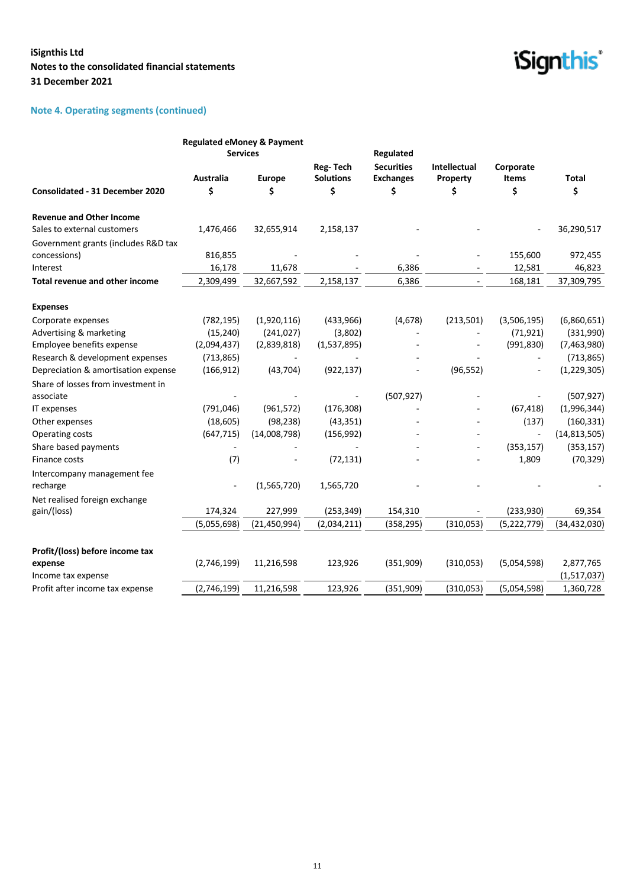iSignthis Ltd
Notes to the consolidated financial statements
31 December 2021

## Note 4. Operating segments (continued)

| Consolidated - 31 December 2020 | Regulated eMoney & Payment Services Australia $ | Regulated eMoney & Payment Services Europe $ | Reg- Tech Solutions $ | Regulated Securities Exchanges $ | Intellectual Property $ | Corporate Items $ | Total $ |
|---|---|---|---|---|---|---|---|
| **Revenue and Other Income** | | | | | | | |
| Sales to external customers | 1,476,466 | 32,655,914 | 2,158,137 | - | - | - | 36,290,517 |
| Government grants (includes R&D tax concessions) | 816,855 | - | - | - | - | 155,600 | 972,455 |
| Interest | 16,178 | 11,678 | - | 6,386 | - | 12,581 | 46,823 |
| **Total revenue and other income** | 2,309,499 | 32,667,592 | 2,158,137 | 6,386 | - | 168,181 | 37,309,795 |
| **Expenses** | | | | | | | |
| Corporate expenses | (782,195) | (1,920,116) | (433,966) | (4,678) | (213,501) | (3,506,195) | (6,860,651) |
| Advertising & marketing | (15,240) | (241,027) | (3,802) | - | - | (71,921) | (331,990) |
| Employee benefits expense | (2,094,437) | (2,839,818) | (1,537,895) | - | - | (991,830) | (7,463,980) |
| Research & development expenses | (713,865) | - | - | - | - | - | (713,865) |
| Depreciation & amortisation expense | (166,912) | (43,704) | (922,137) | - | (96,552) | - | (1,229,305) |
| Share of losses from investment in associate | - | - | - | (507,927) | - | - | (507,927) |
| IT expenses | (791,046) | (961,572) | (176,308) | - | - | (67,418) | (1,996,344) |
| Other expenses | (18,605) | (98,238) | (43,351) | - | - | (137) | (160,331) |
| Operating costs | (647,715) | (14,008,798) | (156,992) | - | - | - | (14,813,505) |
| Share based payments | - | - | - | - | - | (353,157) | (353,157) |
| Finance costs | (7) | - | (72,131) | - | - | 1,809 | (70,329) |
| Intercompany management fee recharge | - | (1,565,720) | 1,565,720 | - | - | - | - |
| Net realised foreign exchange gain/(loss) | 174,324 | 227,999 | (253,349) | 154,310 | - | (233,930) | 69,354 |
| | (5,055,698) | (21,450,994) | (2,034,211) | (358,295) | (310,053) | (5,222,779) | (34,432,030) |
| **Profit/(loss) before income tax expense** | (2,746,199) | 11,216,598 | 123,926 | (351,909) | (310,053) | (5,054,598) | 2,877,765 |
| Income tax expense | | | | | | | (1,517,037) |
| Profit after income tax expense | (2,746,199) | 11,216,598 | 123,926 | (351,909) | (310,053) | (5,054,598) | 1,360,728 |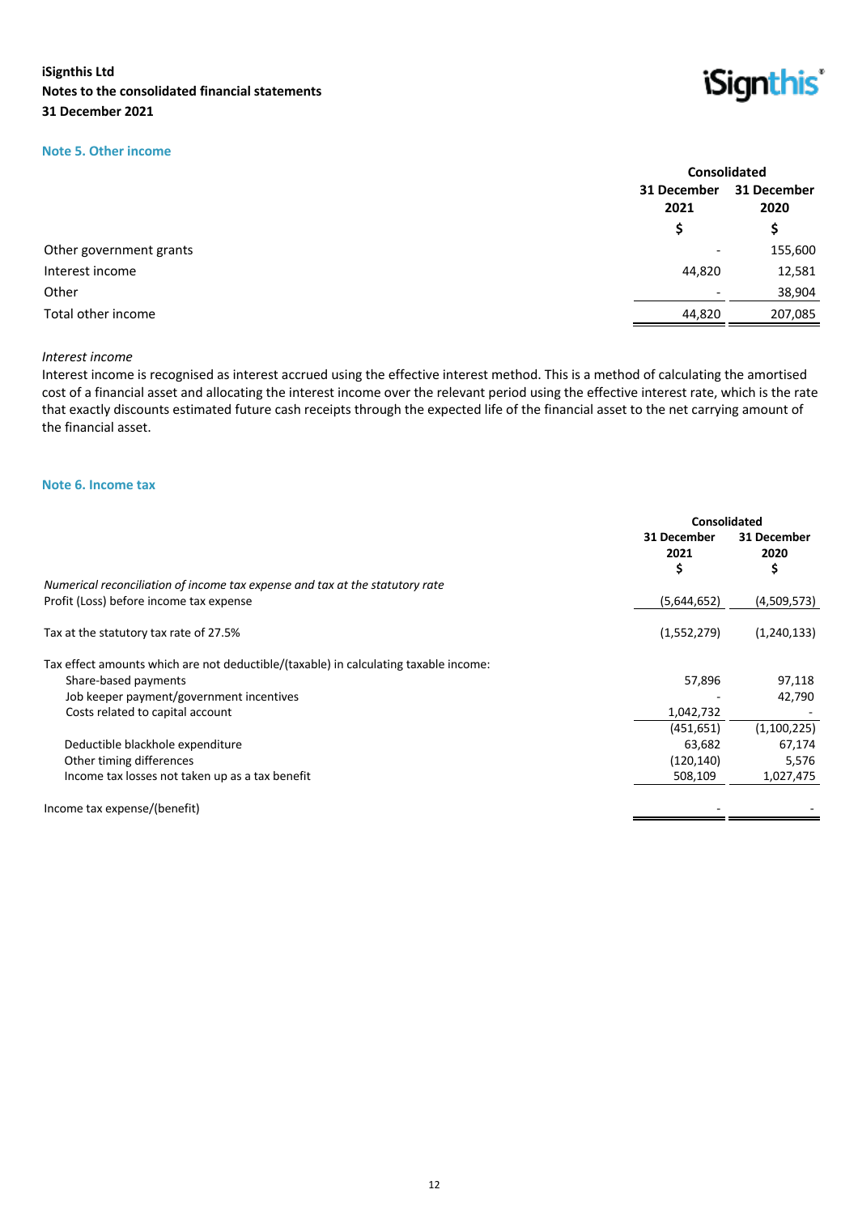## Note 5. Other income

| | Consolidated | |
|---|---|---|
| | 31 December 2021 | 31 December 2020 |
| | $ | $ |
| Other government grants | - | 155,600 |
| Interest income | 44,820 | 12,581 |
| Other | - | 38,904 |
| Total other income | 44,820 | 207,085 |

*Interest income*

Interest income is recognised as interest accrued using the effective interest method. This is a method of calculating the amortised cost of a financial asset and allocating the interest income over the relevant period using the effective interest rate, which is the rate that exactly discounts estimated future cash receipts through the expected life of the financial asset to the net carrying amount of the financial asset.

## Note 6. Income tax

| | Consolidated | |
|---|---|---|
| | 31 December 2021 | 31 December 2020 |
| | $ | $ |
| *Numerical reconciliation of income tax expense and tax at the statutory rate* | | |
| Profit (Loss) before income tax expense | (5,644,652) | (4,509,573) |
| Tax at the statutory tax rate of 27.5% | (1,552,279) | (1,240,133) |
| Tax effect amounts which are not deductible/(taxable) in calculating taxable income: | | |
| Share-based payments | 57,896 | 97,118 |
| Job keeper payment/government incentives | - | 42,790 |
| Costs related to capital account | 1,042,732 | - |
| | (451,651) | (1,100,225) |
| Deductible blackhole expenditure | 63,682 | 67,174 |
| Other timing differences | (120,140) | 5,576 |
| Income tax losses not taken up as a tax benefit | 508,109 | 1,027,475 |
| Income tax expense/(benefit) | - | - |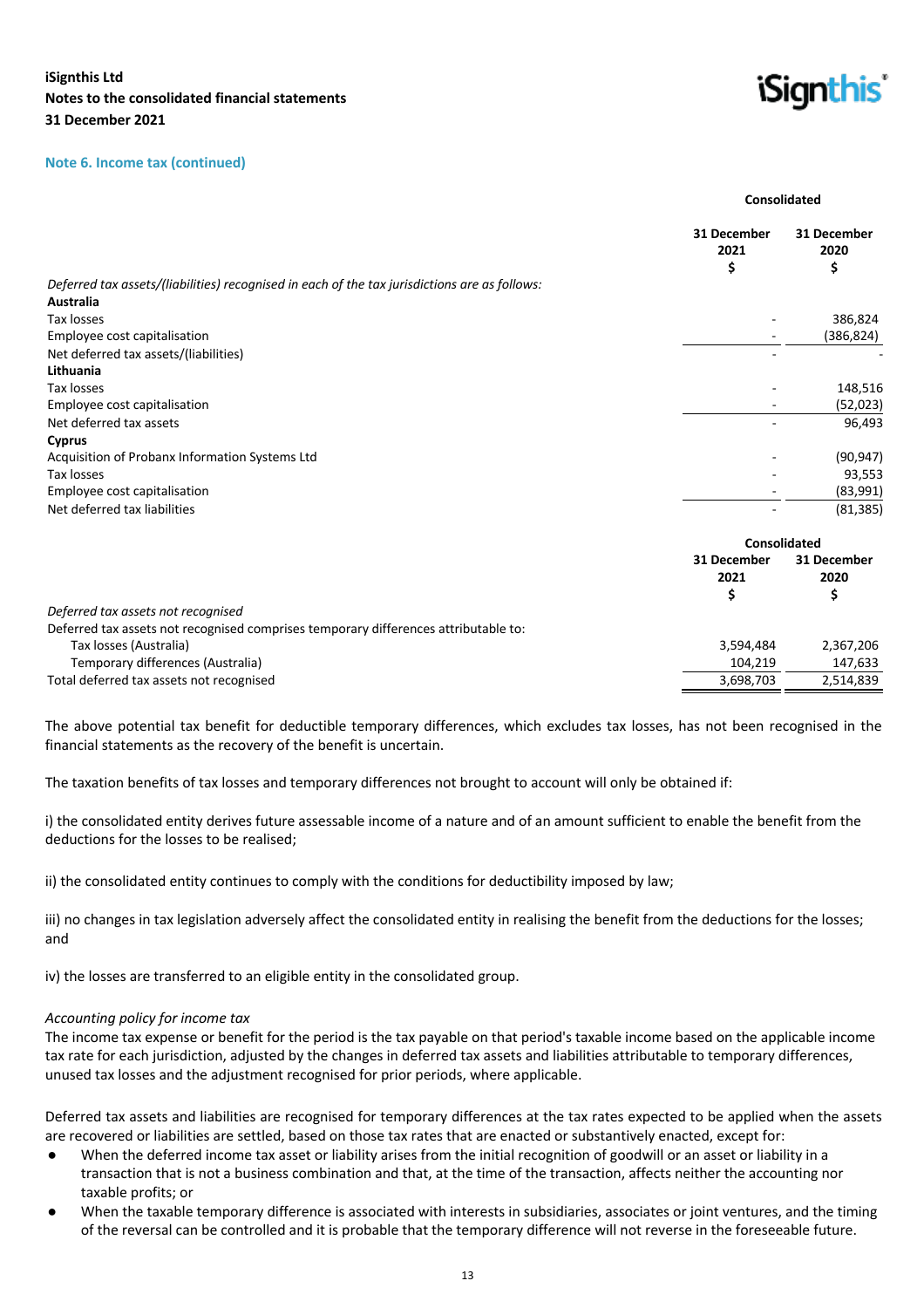### Note 6. Income tax (continued)

| | Consolidated | |
|---|---|---|
| | 31 December 2021 $ | 31 December 2020 $ |
| *Deferred tax assets/(liabilities) recognised in each of the tax jurisdictions are as follows:* | | |
| **Australia** | | |
| Tax losses | - | 386,824 |
| Employee cost capitalisation | - | (386,824) |
| Net deferred tax assets/(liabilities) | - | - |
| **Lithuania** | | |
| Tax losses | - | 148,516 |
| Employee cost capitalisation | - | (52,023) |
| Net deferred tax assets | - | 96,493 |
| **Cyprus** | | |
| Acquisition of Probanx Information Systems Ltd | - | (90,947) |
| Tax losses | - | 93,553 |
| Employee cost capitalisation | - | (83,991) |
| Net deferred tax liabilities | - | (81,385) |

| | Consolidated | |
|---|---|---|
| | 31 December 2021 $ | 31 December 2020 $ |
| *Deferred tax assets not recognised* | | |
| Deferred tax assets not recognised comprises temporary differences attributable to: | | |
| Tax losses (Australia) | 3,594,484 | 2,367,206 |
| Temporary differences (Australia) | 104,219 | 147,633 |
| Total deferred tax assets not recognised | 3,698,703 | 2,514,839 |

The above potential tax benefit for deductible temporary differences, which excludes tax losses, has not been recognised in the financial statements as the recovery of the benefit is uncertain.

The taxation benefits of tax losses and temporary differences not brought to account will only be obtained if:

i) the consolidated entity derives future assessable income of a nature and of an amount sufficient to enable the benefit from the deductions for the losses to be realised;

ii) the consolidated entity continues to comply with the conditions for deductibility imposed by law;

iii) no changes in tax legislation adversely affect the consolidated entity in realising the benefit from the deductions for the losses; and

iv) the losses are transferred to an eligible entity in the consolidated group.

*Accounting policy for income tax*

The income tax expense or benefit for the period is the tax payable on that period's taxable income based on the applicable income tax rate for each jurisdiction, adjusted by the changes in deferred tax assets and liabilities attributable to temporary differences, unused tax losses and the adjustment recognised for prior periods, where applicable.

Deferred tax assets and liabilities are recognised for temporary differences at the tax rates expected to be applied when the assets are recovered or liabilities are settled, based on those tax rates that are enacted or substantively enacted, except for:

- When the deferred income tax asset or liability arises from the initial recognition of goodwill or an asset or liability in a transaction that is not a business combination and that, at the time of the transaction, affects neither the accounting nor taxable profits; or
- When the taxable temporary difference is associated with interests in subsidiaries, associates or joint ventures, and the timing of the reversal can be controlled and it is probable that the temporary difference will not reverse in the foreseeable future.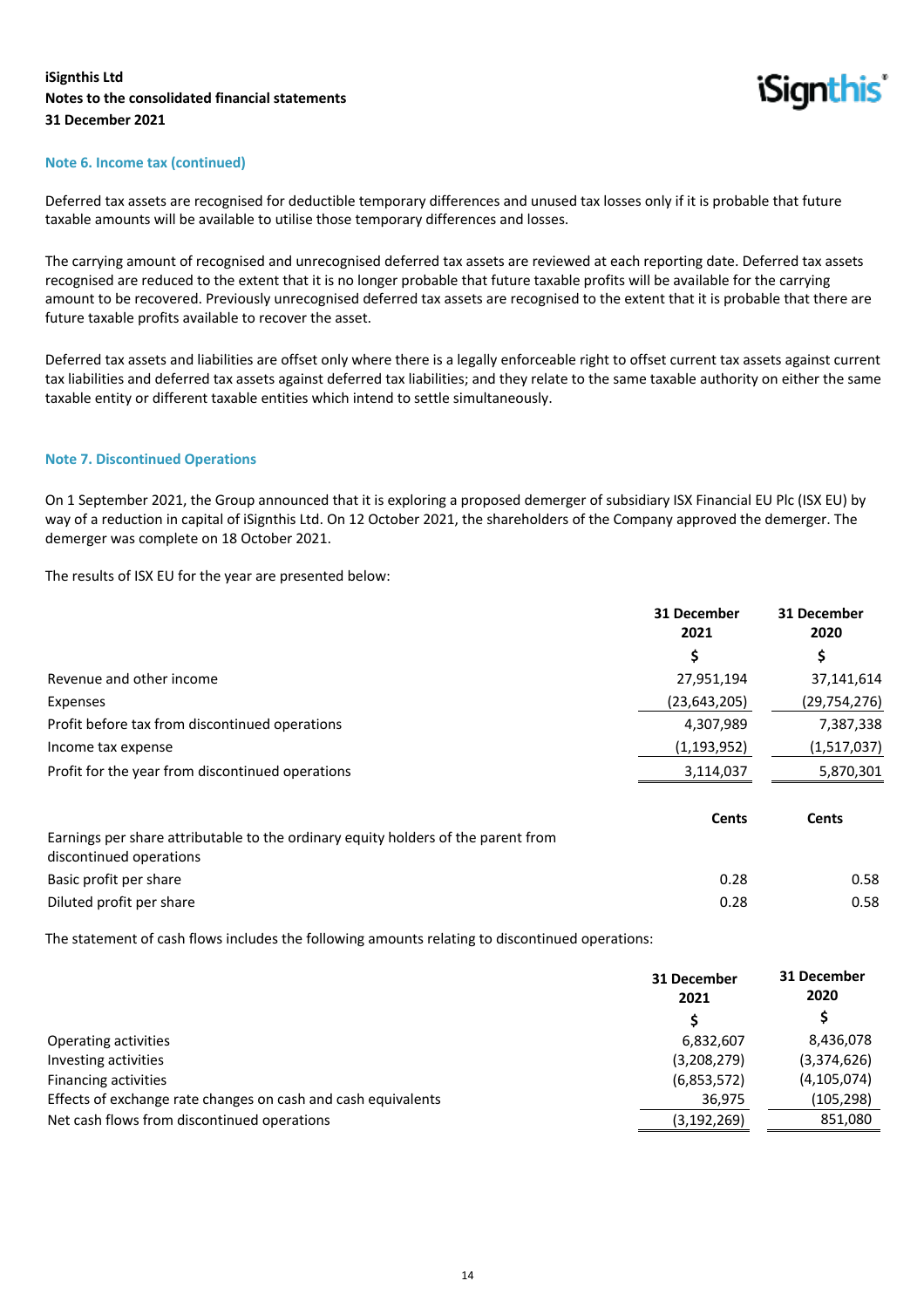**iSignthis Ltd**
**Notes to the consolidated financial statements**
**31 December 2021**

### Note 6. Income tax (continued)

Deferred tax assets are recognised for deductible temporary differences and unused tax losses only if it is probable that future taxable amounts will be available to utilise those temporary differences and losses.

The carrying amount of recognised and unrecognised deferred tax assets are reviewed at each reporting date. Deferred tax assets recognised are reduced to the extent that it is no longer probable that future taxable profits will be available for the carrying amount to be recovered. Previously unrecognised deferred tax assets are recognised to the extent that it is probable that there are future taxable profits available to recover the asset.

Deferred tax assets and liabilities are offset only where there is a legally enforceable right to offset current tax assets against current tax liabilities and deferred tax assets against deferred tax liabilities; and they relate to the same taxable authority on either the same taxable entity or different taxable entities which intend to settle simultaneously.

### Note 7. Discontinued Operations

On 1 September 2021, the Group announced that it is exploring a proposed demerger of subsidiary ISX Financial EU Plc (ISX EU) by way of a reduction in capital of iSignthis Ltd. On 12 October 2021, the shareholders of the Company approved the demerger. The demerger was complete on 18 October 2021.

The results of ISX EU for the year are presented below:

| | 31 December 2021 | 31 December 2020 |
|---|---|---|
| | $ | $ |
| Revenue and other income | 27,951,194 | 37,141,614 |
| Expenses | (23,643,205) | (29,754,276) |
| Profit before tax from discontinued operations | 4,307,989 | 7,387,338 |
| Income tax expense | (1,193,952) | (1,517,037) |
| Profit for the year from discontinued operations | 3,114,037 | 5,870,301 |

| | Cents | Cents |
|---|---|---|
| Earnings per share attributable to the ordinary equity holders of the parent from discontinued operations | | |
| Basic profit per share | 0.28 | 0.58 |
| Diluted profit per share | 0.28 | 0.58 |

The statement of cash flows includes the following amounts relating to discontinued operations:

| | 31 December 2021 | 31 December 2020 |
|---|---|---|
| | $ | $ |
| Operating activities | 6,832,607 | 8,436,078 |
| Investing activities | (3,208,279) | (3,374,626) |
| Financing activities | (6,853,572) | (4,105,074) |
| Effects of exchange rate changes on cash and cash equivalents | 36,975 | (105,298) |
| Net cash flows from discontinued operations | (3,192,269) | 851,080 |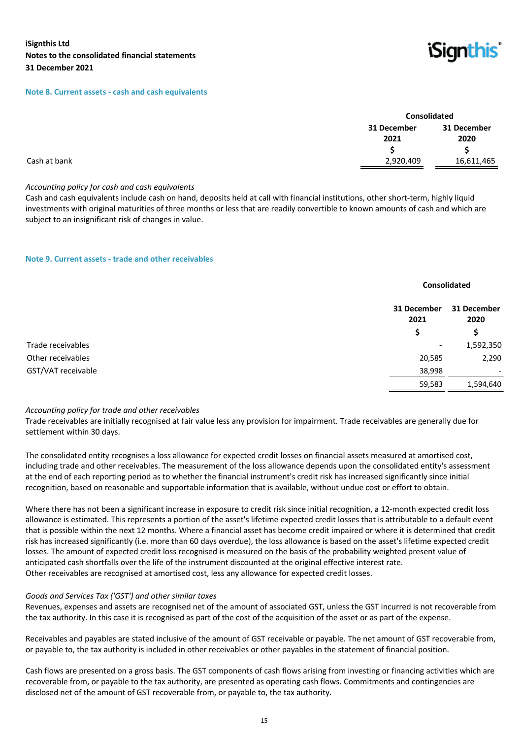## Note 8. Current assets - cash and cash equivalents

| | Consolidated | |
|---|---|---|
| | 31 December 2021 | 31 December 2020 |
| | $ | $ |
| Cash at bank | 2,920,409 | 16,611,465 |

*Accounting policy for cash and cash equivalents*

Cash and cash equivalents include cash on hand, deposits held at call with financial institutions, other short-term, highly liquid investments with original maturities of three months or less that are readily convertible to known amounts of cash and which are subject to an insignificant risk of changes in value.

## Note 9. Current assets - trade and other receivables

| | Consolidated | |
|---|---|---|
| | 31 December 2021 | 31 December 2020 |
| | $ | $ |
| Trade receivables | - | 1,592,350 |
| Other receivables | 20,585 | 2,290 |
| GST/VAT receivable | 38,998 | - |
| | 59,583 | 1,594,640 |

*Accounting policy for trade and other receivables*

Trade receivables are initially recognised at fair value less any provision for impairment. Trade receivables are generally due for settlement within 30 days.

The consolidated entity recognises a loss allowance for expected credit losses on financial assets measured at amortised cost, including trade and other receivables. The measurement of the loss allowance depends upon the consolidated entity's assessment at the end of each reporting period as to whether the financial instrument's credit risk has increased significantly since initial recognition, based on reasonable and supportable information that is available, without undue cost or effort to obtain.

Where there has not been a significant increase in exposure to credit risk since initial recognition, a 12-month expected credit loss allowance is estimated. This represents a portion of the asset's lifetime expected credit losses that is attributable to a default event that is possible within the next 12 months. Where a financial asset has become credit impaired or where it is determined that credit risk has increased significantly (i.e. more than 60 days overdue), the loss allowance is based on the asset's lifetime expected credit losses. The amount of expected credit loss recognised is measured on the basis of the probability weighted present value of anticipated cash shortfalls over the life of the instrument discounted at the original effective interest rate.
Other receivables are recognised at amortised cost, less any allowance for expected credit losses.

*Goods and Services Tax ('GST') and other similar taxes*

Revenues, expenses and assets are recognised net of the amount of associated GST, unless the GST incurred is not recoverable from the tax authority. In this case it is recognised as part of the cost of the acquisition of the asset or as part of the expense.

Receivables and payables are stated inclusive of the amount of GST receivable or payable. The net amount of GST recoverable from, or payable to, the tax authority is included in other receivables or other payables in the statement of financial position.

Cash flows are presented on a gross basis. The GST components of cash flows arising from investing or financing activities which are recoverable from, or payable to the tax authority, are presented as operating cash flows. Commitments and contingencies are disclosed net of the amount of GST recoverable from, or payable to, the tax authority.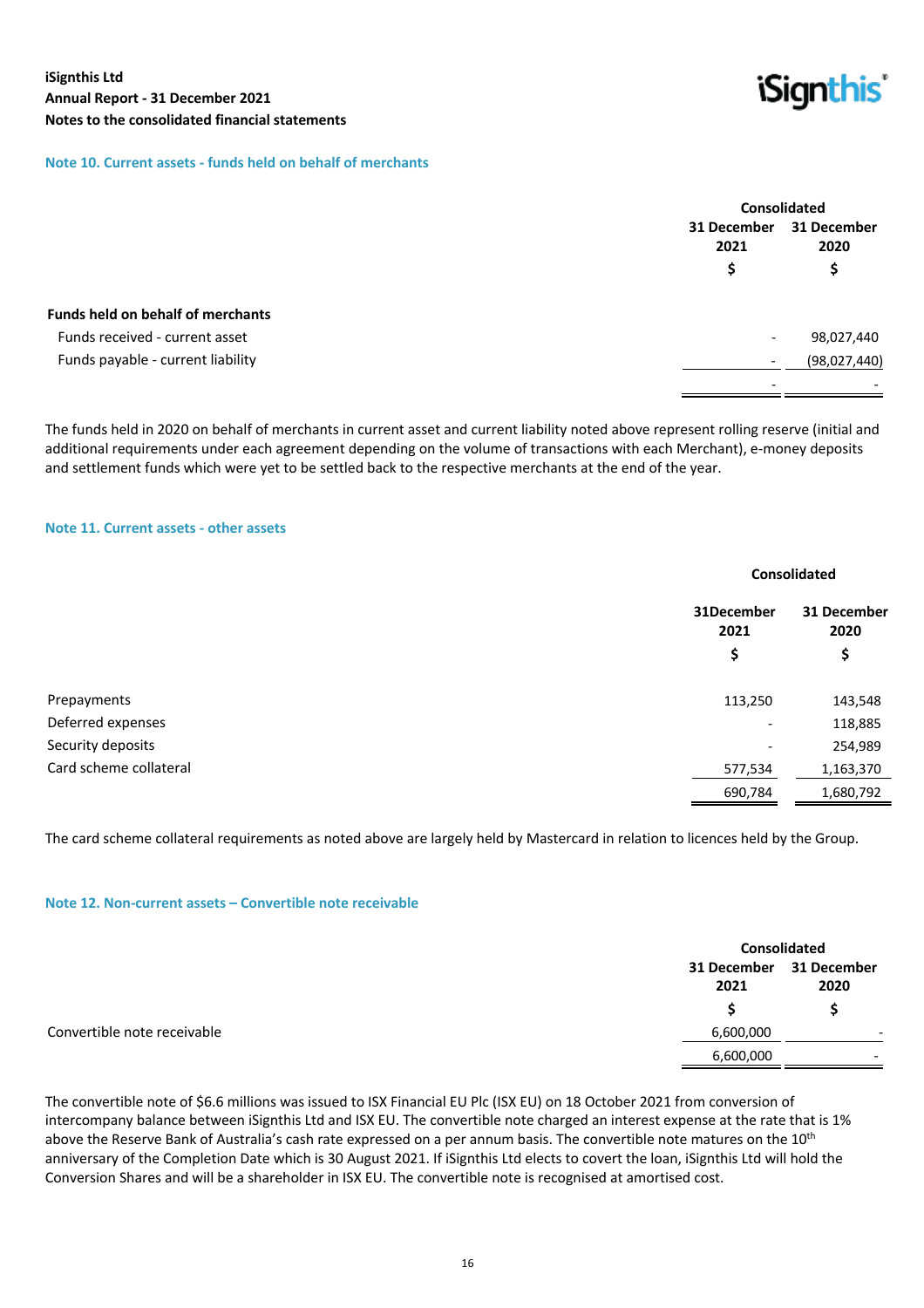## Note 10. Current assets - funds held on behalf of merchants

| | Consolidated | |
|---|---|---|
| | 31 December 2021 | 31 December 2020 |
| | $ | $ |
| **Funds held on behalf of merchants** | | |
| Funds received - current asset | - | 98,027,440 |
| Funds payable - current liability | - | (98,027,440) |
| | - | - |

The funds held in 2020 on behalf of merchants in current asset and current liability noted above represent rolling reserve (initial and additional requirements under each agreement depending on the volume of transactions with each Merchant), e-money deposits and settlement funds which were yet to be settled back to the respective merchants at the end of the year.

## Note 11. Current assets - other assets

| | Consolidated | |
|---|---|---|
| | 31December 2021 | 31 December 2020 |
| | $ | $ |
| Prepayments | 113,250 | 143,548 |
| Deferred expenses | - | 118,885 |
| Security deposits | - | 254,989 |
| Card scheme collateral | 577,534 | 1,163,370 |
| | 690,784 | 1,680,792 |

The card scheme collateral requirements as noted above are largely held by Mastercard in relation to licences held by the Group.

## Note 12. Non-current assets – Convertible note receivable

| | Consolidated | |
|---|---|---|
| | 31 December 2021 | 31 December 2020 |
| | $ | $ |
| Convertible note receivable | 6,600,000 | - |
| | 6,600,000 | - |

The convertible note of $6.6 millions was issued to ISX Financial EU Plc (ISX EU) on 18 October 2021 from conversion of intercompany balance between iSignthis Ltd and ISX EU. The convertible note charged an interest expense at the rate that is 1% above the Reserve Bank of Australia's cash rate expressed on a per annum basis. The convertible note matures on the 10th anniversary of the Completion Date which is 30 August 2021. If iSignthis Ltd elects to covert the loan, iSignthis Ltd will hold the Conversion Shares and will be a shareholder in ISX EU. The convertible note is recognised at amortised cost.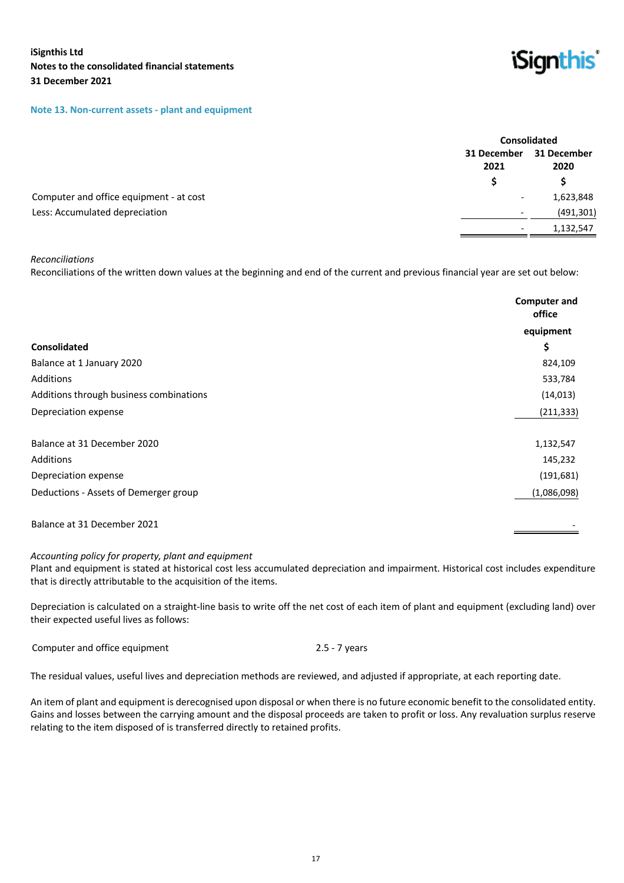**iSignthis Ltd**
**Notes to the consolidated financial statements**
**31 December 2021**

## Note 13. Non-current assets - plant and equipment

| | Consolidated | |
|---|---|---|
| | 31 December 2021 | 31 December 2020 |
| | $ | $ |
| Computer and office equipment - at cost | - | 1,623,848 |
| Less: Accumulated depreciation | - | (491,301) |
| | - | 1,132,547 |

*Reconciliations*
Reconciliations of the written down values at the beginning and end of the current and previous financial year are set out below:

| | Computer and office equipment |
|---|---|
| **Consolidated** | $ |
| Balance at 1 January 2020 | 824,109 |
| Additions | 533,784 |
| Additions through business combinations | (14,013) |
| Depreciation expense | (211,333) |
| | |
| Balance at 31 December 2020 | 1,132,547 |
| Additions | 145,232 |
| Depreciation expense | (191,681) |
| Deductions - Assets of Demerger group | (1,086,098) |
| | |
| Balance at 31 December 2021 | - |

*Accounting policy for property, plant and equipment*
Plant and equipment is stated at historical cost less accumulated depreciation and impairment. Historical cost includes expenditure that is directly attributable to the acquisition of the items.

Depreciation is calculated on a straight-line basis to write off the net cost of each item of plant and equipment (excluding land) over their expected useful lives as follows:

| | |
|---|---|
| Computer and office equipment | 2.5 - 7 years |

The residual values, useful lives and depreciation methods are reviewed, and adjusted if appropriate, at each reporting date.

An item of plant and equipment is derecognised upon disposal or when there is no future economic benefit to the consolidated entity. Gains and losses between the carrying amount and the disposal proceeds are taken to profit or loss. Any revaluation surplus reserve relating to the item disposed of is transferred directly to retained profits.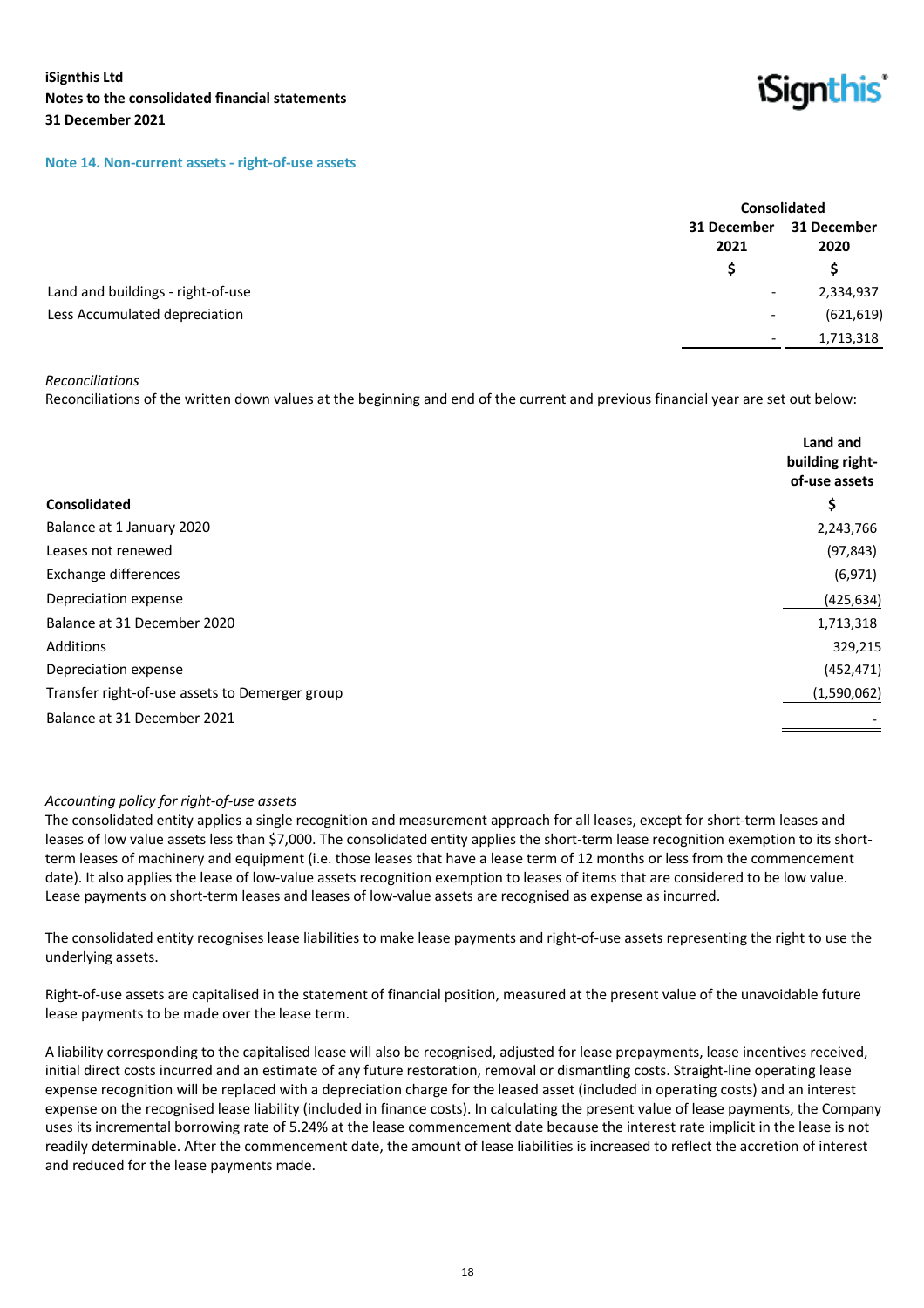## Note 14. Non-current assets - right-of-use assets

| | Consolidated | |
|---|---|---|
| | 31 December 2021 | 31 December 2020 |
| | $ | $ |
| Land and buildings - right-of-use | - | 2,334,937 |
| Less Accumulated depreciation | - | (621,619) |
| | - | 1,713,318 |

*Reconciliations*

Reconciliations of the written down values at the beginning and end of the current and previous financial year are set out below:

| Consolidated | Land and building right-of-use assets $ |
|---|---|
| Balance at 1 January 2020 | 2,243,766 |
| Leases not renewed | (97,843) |
| Exchange differences | (6,971) |
| Depreciation expense | (425,634) |
| Balance at 31 December 2020 | 1,713,318 |
| Additions | 329,215 |
| Depreciation expense | (452,471) |
| Transfer right-of-use assets to Demerger group | (1,590,062) |
| Balance at 31 December 2021 | - |

*Accounting policy for right-of-use assets*

The consolidated entity applies a single recognition and measurement approach for all leases, except for short-term leases and leases of low value assets less than $7,000. The consolidated entity applies the short-term lease recognition exemption to its short-term leases of machinery and equipment (i.e. those leases that have a lease term of 12 months or less from the commencement date). It also applies the lease of low-value assets recognition exemption to leases of items that are considered to be low value. Lease payments on short-term leases and leases of low-value assets are recognised as expense as incurred.

The consolidated entity recognises lease liabilities to make lease payments and right-of-use assets representing the right to use the underlying assets.

Right-of-use assets are capitalised in the statement of financial position, measured at the present value of the unavoidable future lease payments to be made over the lease term.

A liability corresponding to the capitalised lease will also be recognised, adjusted for lease prepayments, lease incentives received, initial direct costs incurred and an estimate of any future restoration, removal or dismantling costs. Straight-line operating lease expense recognition will be replaced with a depreciation charge for the leased asset (included in operating costs) and an interest expense on the recognised lease liability (included in finance costs). In calculating the present value of lease payments, the Company uses its incremental borrowing rate of 5.24% at the lease commencement date because the interest rate implicit in the lease is not readily determinable. After the commencement date, the amount of lease liabilities is increased to reflect the accretion of interest and reduced for the lease payments made.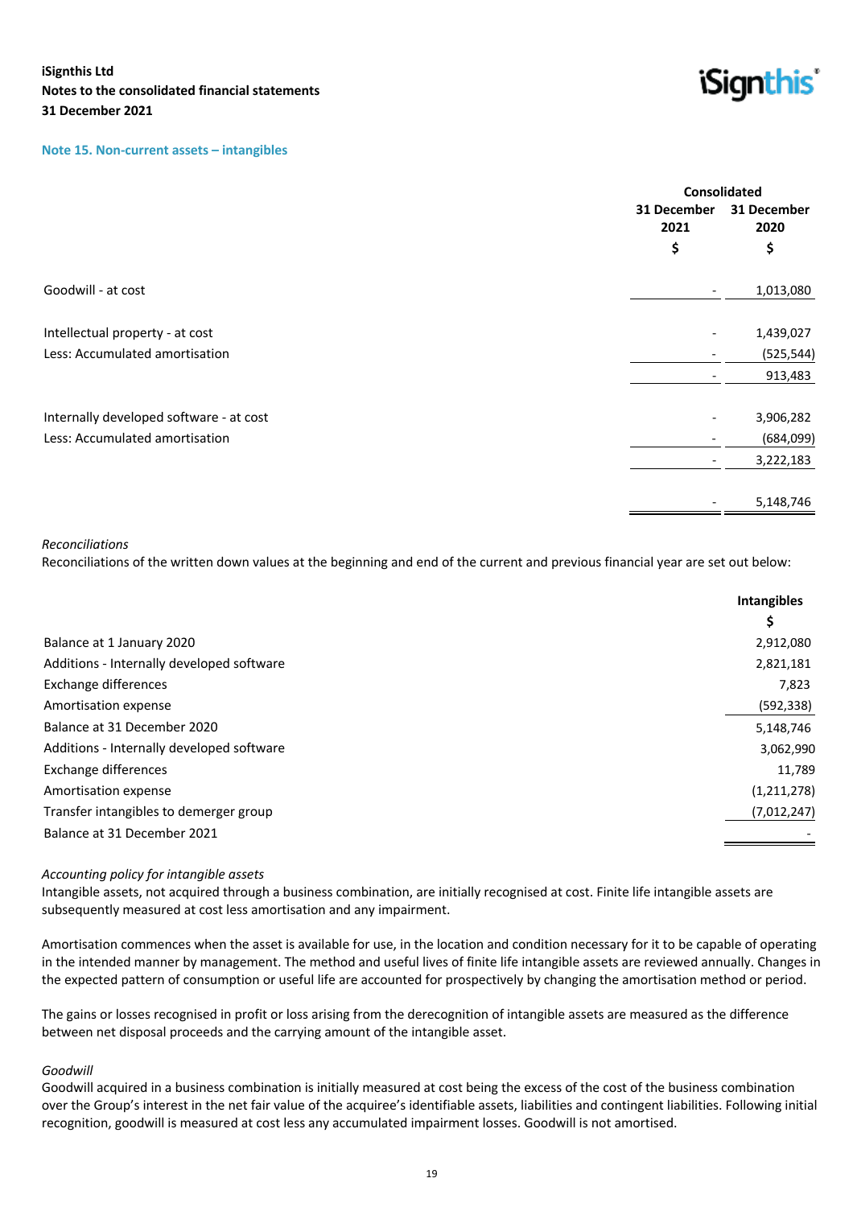## Note 15. Non-current assets – intangibles

| | Consolidated | |
|---|---|---|
| | 31 December 2021 | 31 December 2020 |
| | $ | $ |
| Goodwill - at cost | - | 1,013,080 |
| | | |
| Intellectual property - at cost | - | 1,439,027 |
| Less: Accumulated amortisation | - | (525,544) |
| | - | 913,483 |
| | | |
| Internally developed software - at cost | - | 3,906,282 |
| Less: Accumulated amortisation | - | (684,099) |
| | - | 3,222,183 |
| | | |
| | - | 5,148,746 |

*Reconciliations*

Reconciliations of the written down values at the beginning and end of the current and previous financial year are set out below:

| | Intangibles |
|---|---|
| | $ |
| Balance at 1 January 2020 | 2,912,080 |
| Additions - Internally developed software | 2,821,181 |
| Exchange differences | 7,823 |
| Amortisation expense | (592,338) |
| Balance at 31 December 2020 | 5,148,746 |
| Additions - Internally developed software | 3,062,990 |
| Exchange differences | 11,789 |
| Amortisation expense | (1,211,278) |
| Transfer intangibles to demerger group | (7,012,247) |
| Balance at 31 December 2021 | - |

*Accounting policy for intangible assets*

Intangible assets, not acquired through a business combination, are initially recognised at cost. Finite life intangible assets are subsequently measured at cost less amortisation and any impairment.

Amortisation commences when the asset is available for use, in the location and condition necessary for it to be capable of operating in the intended manner by management. The method and useful lives of finite life intangible assets are reviewed annually. Changes in the expected pattern of consumption or useful life are accounted for prospectively by changing the amortisation method or period.

The gains or losses recognised in profit or loss arising from the derecognition of intangible assets are measured as the difference between net disposal proceeds and the carrying amount of the intangible asset.

*Goodwill*

Goodwill acquired in a business combination is initially measured at cost being the excess of the cost of the business combination over the Group's interest in the net fair value of the acquiree's identifiable assets, liabilities and contingent liabilities. Following initial recognition, goodwill is measured at cost less any accumulated impairment losses. Goodwill is not amortised.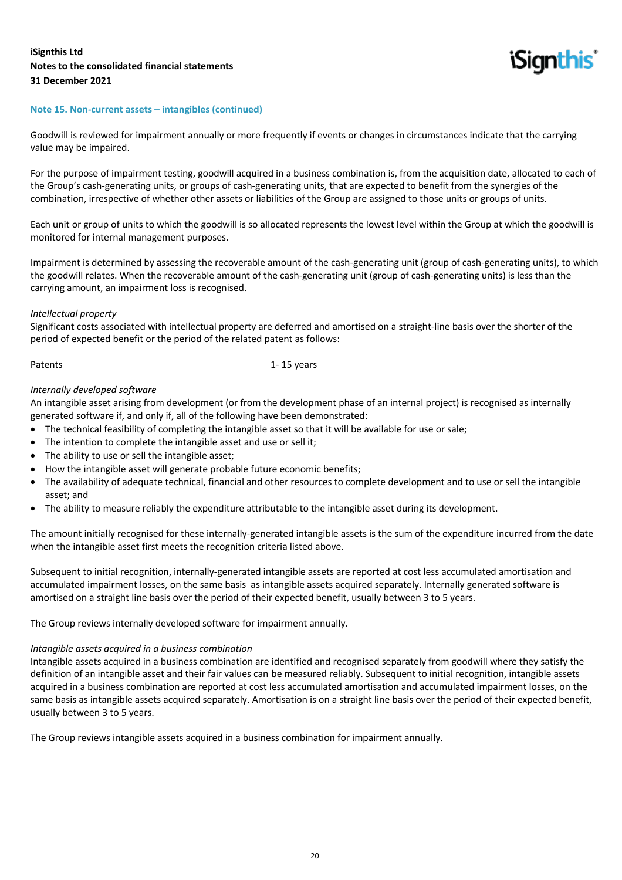## Note 15. Non-current assets – intangibles (continued)

Goodwill is reviewed for impairment annually or more frequently if events or changes in circumstances indicate that the carrying value may be impaired.

For the purpose of impairment testing, goodwill acquired in a business combination is, from the acquisition date, allocated to each of the Group's cash-generating units, or groups of cash-generating units, that are expected to benefit from the synergies of the combination, irrespective of whether other assets or liabilities of the Group are assigned to those units or groups of units.

Each unit or group of units to which the goodwill is so allocated represents the lowest level within the Group at which the goodwill is monitored for internal management purposes.

Impairment is determined by assessing the recoverable amount of the cash-generating unit (group of cash-generating units), to which the goodwill relates. When the recoverable amount of the cash-generating unit (group of cash-generating units) is less than the carrying amount, an impairment loss is recognised.

*Intellectual property*
Significant costs associated with intellectual property are deferred and amortised on a straight-line basis over the shorter of the period of expected benefit or the period of the related patent as follows:

| | |
|---|---|
| Patents | 1- 15 years |

*Internally developed software*
An intangible asset arising from development (or from the development phase of an internal project) is recognised as internally generated software if, and only if, all of the following have been demonstrated:

- The technical feasibility of completing the intangible asset so that it will be available for use or sale;
- The intention to complete the intangible asset and use or sell it;
- The ability to use or sell the intangible asset;
- How the intangible asset will generate probable future economic benefits;
- The availability of adequate technical, financial and other resources to complete development and to use or sell the intangible asset; and
- The ability to measure reliably the expenditure attributable to the intangible asset during its development.

The amount initially recognised for these internally-generated intangible assets is the sum of the expenditure incurred from the date when the intangible asset first meets the recognition criteria listed above.

Subsequent to initial recognition, internally-generated intangible assets are reported at cost less accumulated amortisation and accumulated impairment losses, on the same basis as intangible assets acquired separately. Internally generated software is amortised on a straight line basis over the period of their expected benefit, usually between 3 to 5 years.

The Group reviews internally developed software for impairment annually.

*Intangible assets acquired in a business combination*
Intangible assets acquired in a business combination are identified and recognised separately from goodwill where they satisfy the definition of an intangible asset and their fair values can be measured reliably. Subsequent to initial recognition, intangible assets acquired in a business combination are reported at cost less accumulated amortisation and accumulated impairment losses, on the same basis as intangible assets acquired separately. Amortisation is on a straight line basis over the period of their expected benefit, usually between 3 to 5 years.

The Group reviews intangible assets acquired in a business combination for impairment annually.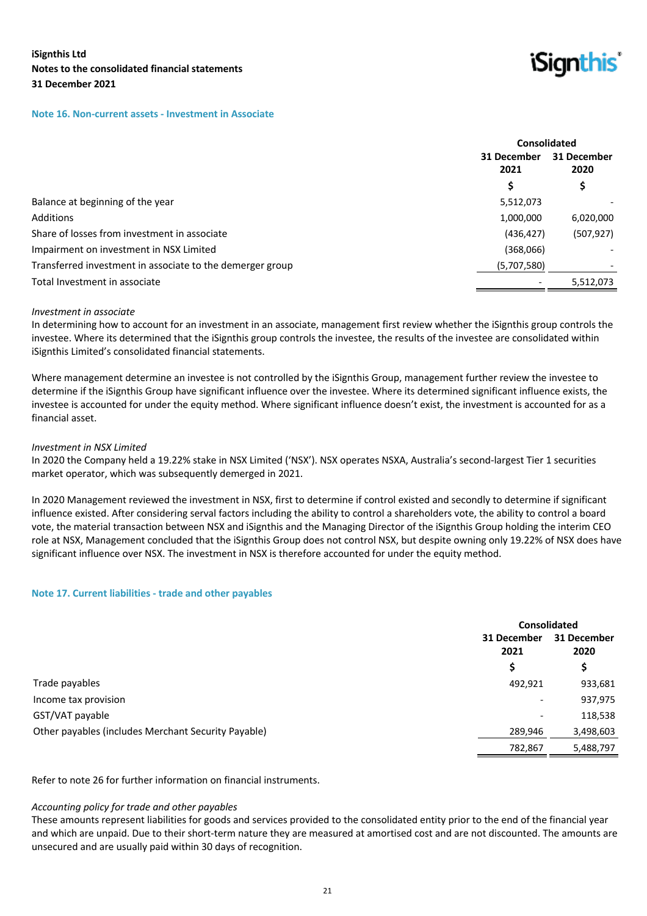### Note 16. Non-current assets - Investment in Associate

| | Consolidated | |
|---|---|---|
| | 31 December 2021 | 31 December 2020 |
| | $ | $ |
| Balance at beginning of the year | 5,512,073 | - |
| Additions | 1,000,000 | 6,020,000 |
| Share of losses from investment in associate | (436,427) | (507,927) |
| Impairment on investment in NSX Limited | (368,066) | - |
| Transferred investment in associate to the demerger group | (5,707,580) | - |
| Total Investment in associate | - | 5,512,073 |

*Investment in associate*

In determining how to account for an investment in an associate, management first review whether the iSignthis group controls the investee. Where its determined that the iSignthis group controls the investee, the results of the investee are consolidated within iSignthis Limited's consolidated financial statements.

Where management determine an investee is not controlled by the iSignthis Group, management further review the investee to determine if the iSignthis Group have significant influence over the investee. Where its determined significant influence exists, the investee is accounted for under the equity method. Where significant influence doesn't exist, the investment is accounted for as a financial asset.

*Investment in NSX Limited*

In 2020 the Company held a 19.22% stake in NSX Limited ('NSX'). NSX operates NSXA, Australia's second-largest Tier 1 securities market operator, which was subsequently demerged in 2021.

In 2020 Management reviewed the investment in NSX, first to determine if control existed and secondly to determine if significant influence existed. After considering serval factors including the ability to control a shareholders vote, the ability to control a board vote, the material transaction between NSX and iSignthis and the Managing Director of the iSignthis Group holding the interim CEO role at NSX, Management concluded that the iSignthis Group does not control NSX, but despite owning only 19.22% of NSX does have significant influence over NSX. The investment in NSX is therefore accounted for under the equity method.

### Note 17. Current liabilities - trade and other payables

| | Consolidated | |
|---|---|---|
| | 31 December 2021 | 31 December 2020 |
| | $ | $ |
| Trade payables | 492,921 | 933,681 |
| Income tax provision | - | 937,975 |
| GST/VAT payable | - | 118,538 |
| Other payables (includes Merchant Security Payable) | 289,946 | 3,498,603 |
| | 782,867 | 5,488,797 |

Refer to note 26 for further information on financial instruments.

*Accounting policy for trade and other payables*

These amounts represent liabilities for goods and services provided to the consolidated entity prior to the end of the financial year and which are unpaid. Due to their short-term nature they are measured at amortised cost and are not discounted. The amounts are unsecured and are usually paid within 30 days of recognition.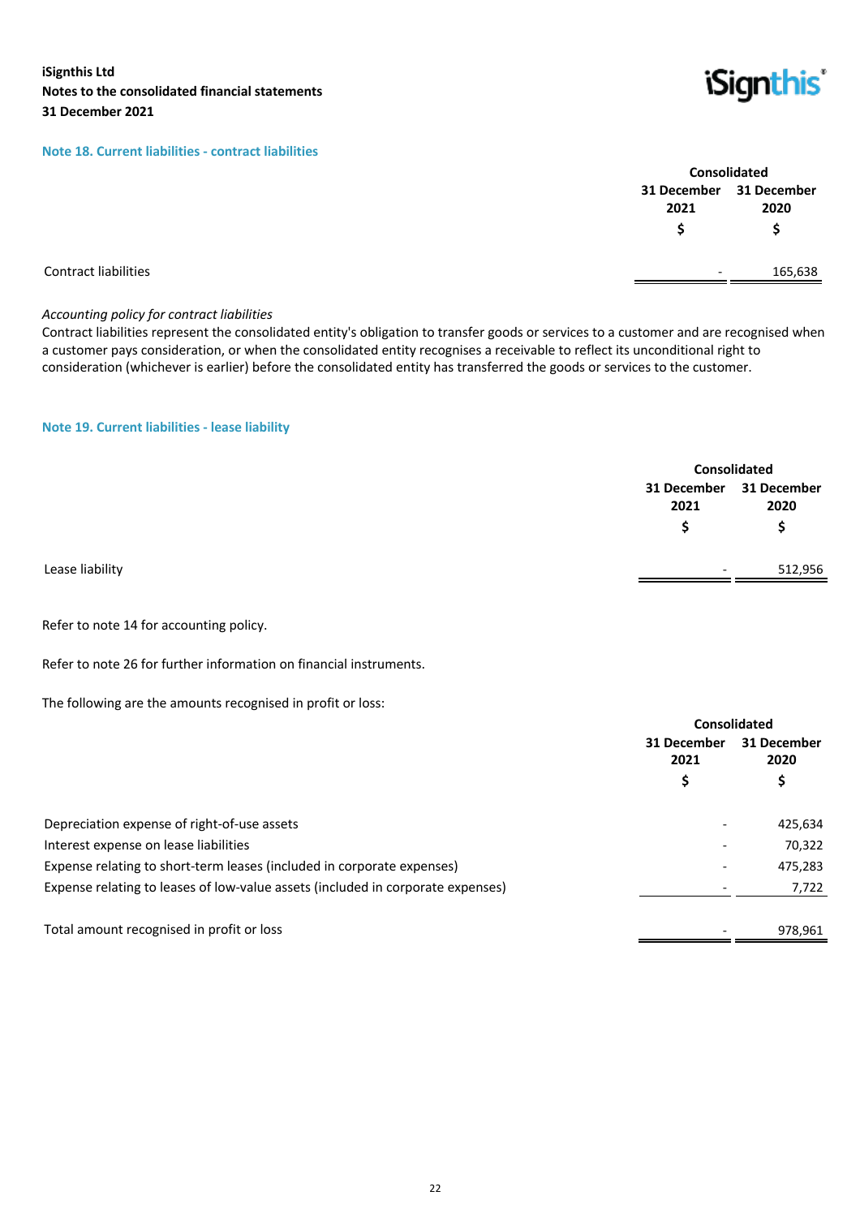**iSignthis Ltd**
**Notes to the consolidated financial statements**
**31 December 2021**

## Note 18. Current liabilities - contract liabilities

| | Consolidated | |
|---|---|---|
| | 31 December 2021 | 31 December 2020 |
| | $ | $ |
| Contract liabilities | - | 165,638 |

*Accounting policy for contract liabilities*
Contract liabilities represent the consolidated entity's obligation to transfer goods or services to a customer and are recognised when a customer pays consideration, or when the consolidated entity recognises a receivable to reflect its unconditional right to consideration (whichever is earlier) before the consolidated entity has transferred the goods or services to the customer.

## Note 19. Current liabilities - lease liability

| | Consolidated | |
|---|---|---|
| | 31 December 2021 | 31 December 2020 |
| | $ | $ |
| Lease liability | - | 512,956 |

Refer to note 14 for accounting policy.

Refer to note 26 for further information on financial instruments.

The following are the amounts recognised in profit or loss:

| | Consolidated | |
|---|---|---|
| | 31 December 2021 | 31 December 2020 |
| | $ | $ |
| Depreciation expense of right-of-use assets | - | 425,634 |
| Interest expense on lease liabilities | - | 70,322 |
| Expense relating to short-term leases (included in corporate expenses) | - | 475,283 |
| Expense relating to leases of low-value assets (included in corporate expenses) | - | 7,722 |
| Total amount recognised in profit or loss | - | 978,961 |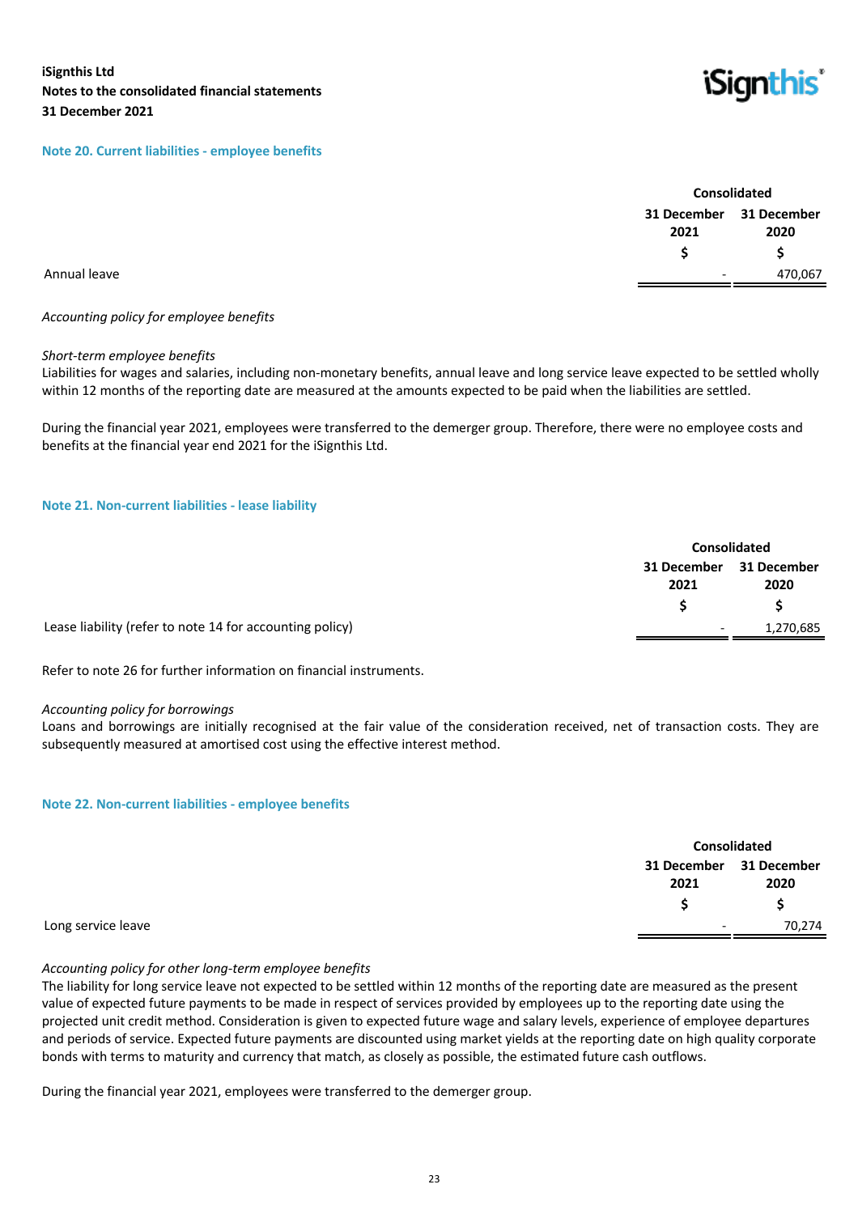## Note 20. Current liabilities - employee benefits

| | Consolidated | |
|---|---|---|
| | 31 December 2021 | 31 December 2020 |
| | $ | $ |
| Annual leave | - | 470,067 |

*Accounting policy for employee benefits*

*Short-term employee benefits*
Liabilities for wages and salaries, including non-monetary benefits, annual leave and long service leave expected to be settled wholly within 12 months of the reporting date are measured at the amounts expected to be paid when the liabilities are settled.

During the financial year 2021, employees were transferred to the demerger group. Therefore, there were no employee costs and benefits at the financial year end 2021 for the iSignthis Ltd.

## Note 21. Non-current liabilities - lease liability

| | Consolidated | |
|---|---|---|
| | 31 December 2021 | 31 December 2020 |
| | $ | $ |
| Lease liability (refer to note 14 for accounting policy) | - | 1,270,685 |

Refer to note 26 for further information on financial instruments.

*Accounting policy for borrowings*
Loans and borrowings are initially recognised at the fair value of the consideration received, net of transaction costs. They are subsequently measured at amortised cost using the effective interest method.

## Note 22. Non-current liabilities - employee benefits

| | Consolidated | |
|---|---|---|
| | 31 December 2021 | 31 December 2020 |
| | $ | $ |
| Long service leave | - | 70,274 |

*Accounting policy for other long-term employee benefits*
The liability for long service leave not expected to be settled within 12 months of the reporting date are measured as the present value of expected future payments to be made in respect of services provided by employees up to the reporting date using the projected unit credit method. Consideration is given to expected future wage and salary levels, experience of employee departures and periods of service. Expected future payments are discounted using market yields at the reporting date on high quality corporate bonds with terms to maturity and currency that match, as closely as possible, the estimated future cash outflows.

During the financial year 2021, employees were transferred to the demerger group.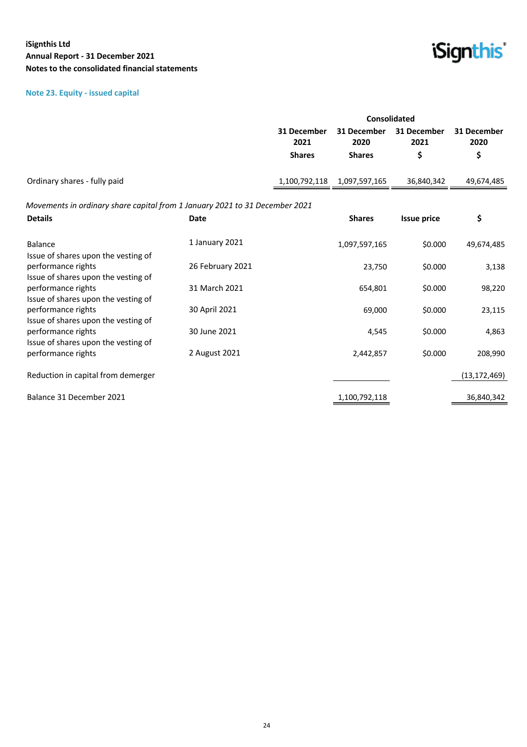### Note 23. Equity - issued capital

| | Consolidated | | | |
|---|---|---|---|---|
| | 31 December 2021 Shares | 31 December 2020 Shares | 31 December 2021 $ | 31 December 2020 $ |
| Ordinary shares - fully paid | 1,100,792,118 | 1,097,597,165 | 36,840,342 | 49,674,485 |

*Movements in ordinary share capital from 1 January 2021 to 31 December 2021*

| Details | Date | Shares | Issue price | $ |
|---|---|---|---|---|
| Balance | 1 January 2021 | 1,097,597,165 | $0.000 | 49,674,485 |
| Issue of shares upon the vesting of performance rights | 26 February 2021 | 23,750 | $0.000 | 3,138 |
| Issue of shares upon the vesting of performance rights | 31 March 2021 | 654,801 | $0.000 | 98,220 |
| Issue of shares upon the vesting of performance rights | 30 April 2021 | 69,000 | $0.000 | 23,115 |
| Issue of shares upon the vesting of performance rights | 30 June 2021 | 4,545 | $0.000 | 4,863 |
| Issue of shares upon the vesting of performance rights | 2 August 2021 | 2,442,857 | $0.000 | 208,990 |
| Reduction in capital from demerger | | | | (13,172,469) |
| Balance 31 December 2021 | | 1,100,792,118 | | 36,840,342 |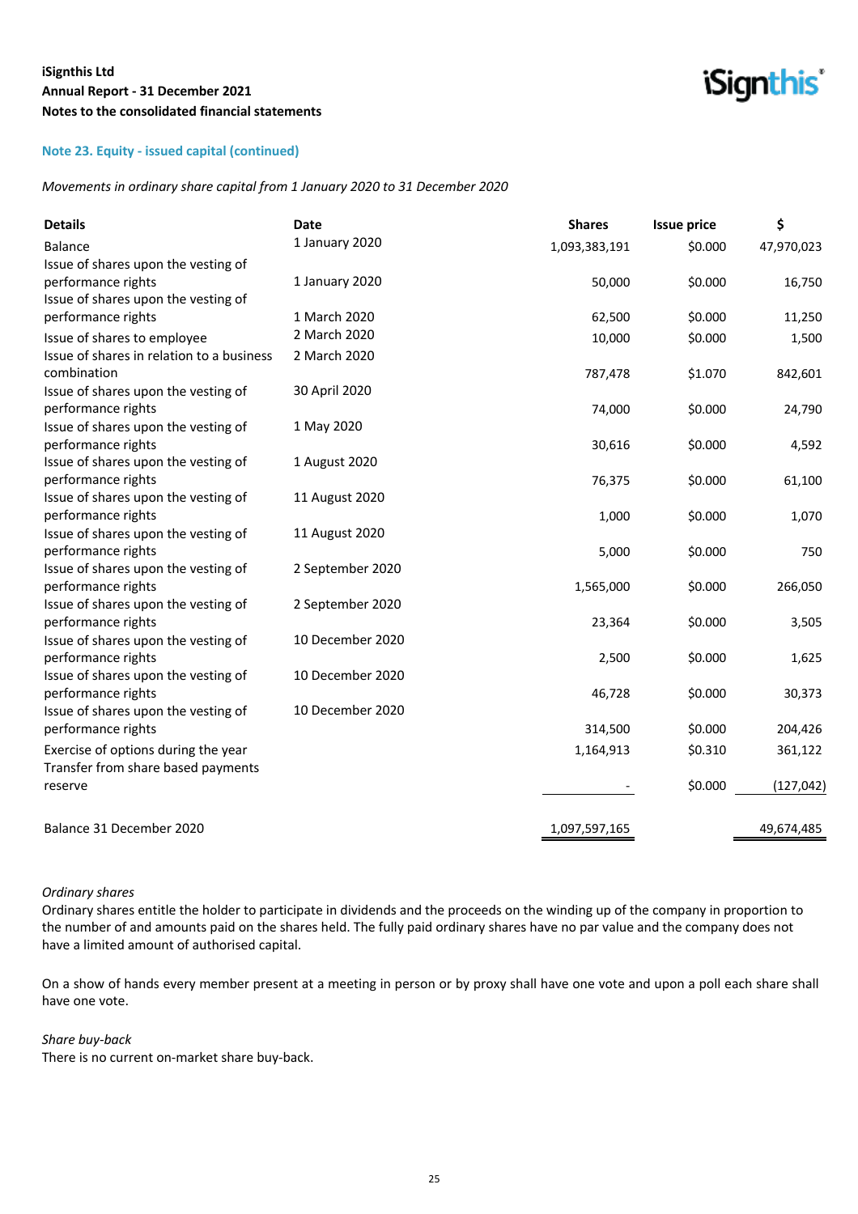## Note 23. Equity - issued capital (continued)

*Movements in ordinary share capital from 1 January 2020 to 31 December 2020*

| Details | Date | Shares | Issue price | $ |
|---|---|---|---|---|
| Balance | 1 January 2020 | 1,093,383,191 | $0.000 | 47,970,023 |
| Issue of shares upon the vesting of performance rights | 1 January 2020 | 50,000 | $0.000 | 16,750 |
| Issue of shares upon the vesting of performance rights | 1 March 2020 | 62,500 | $0.000 | 11,250 |
| Issue of shares to employee | 2 March 2020 | 10,000 | $0.000 | 1,500 |
| Issue of shares in relation to a business combination | 2 March 2020 | 787,478 | $1.070 | 842,601 |
| Issue of shares upon the vesting of performance rights | 30 April 2020 | 74,000 | $0.000 | 24,790 |
| Issue of shares upon the vesting of performance rights | 1 May 2020 | 30,616 | $0.000 | 4,592 |
| Issue of shares upon the vesting of performance rights | 1 August 2020 | 76,375 | $0.000 | 61,100 |
| Issue of shares upon the vesting of performance rights | 11 August 2020 | 1,000 | $0.000 | 1,070 |
| Issue of shares upon the vesting of performance rights | 11 August 2020 | 5,000 | $0.000 | 750 |
| Issue of shares upon the vesting of performance rights | 2 September 2020 | 1,565,000 | $0.000 | 266,050 |
| Issue of shares upon the vesting of performance rights | 2 September 2020 | 23,364 | $0.000 | 3,505 |
| Issue of shares upon the vesting of performance rights | 10 December 2020 | 2,500 | $0.000 | 1,625 |
| Issue of shares upon the vesting of performance rights | 10 December 2020 | 46,728 | $0.000 | 30,373 |
| Issue of shares upon the vesting of performance rights | 10 December 2020 | 314,500 | $0.000 | 204,426 |
| Exercise of options during the year | | 1,164,913 | $0.310 | 361,122 |
| Transfer from share based payments reserve | | - | $0.000 | (127,042) |
| Balance 31 December 2020 | | 1,097,597,165 | | 49,674,485 |

*Ordinary shares*

Ordinary shares entitle the holder to participate in dividends and the proceeds on the winding up of the company in proportion to the number of and amounts paid on the shares held. The fully paid ordinary shares have no par value and the company does not have a limited amount of authorised capital.

On a show of hands every member present at a meeting in person or by proxy shall have one vote and upon a poll each share shall have one vote.

*Share buy-back*

There is no current on-market share buy-back.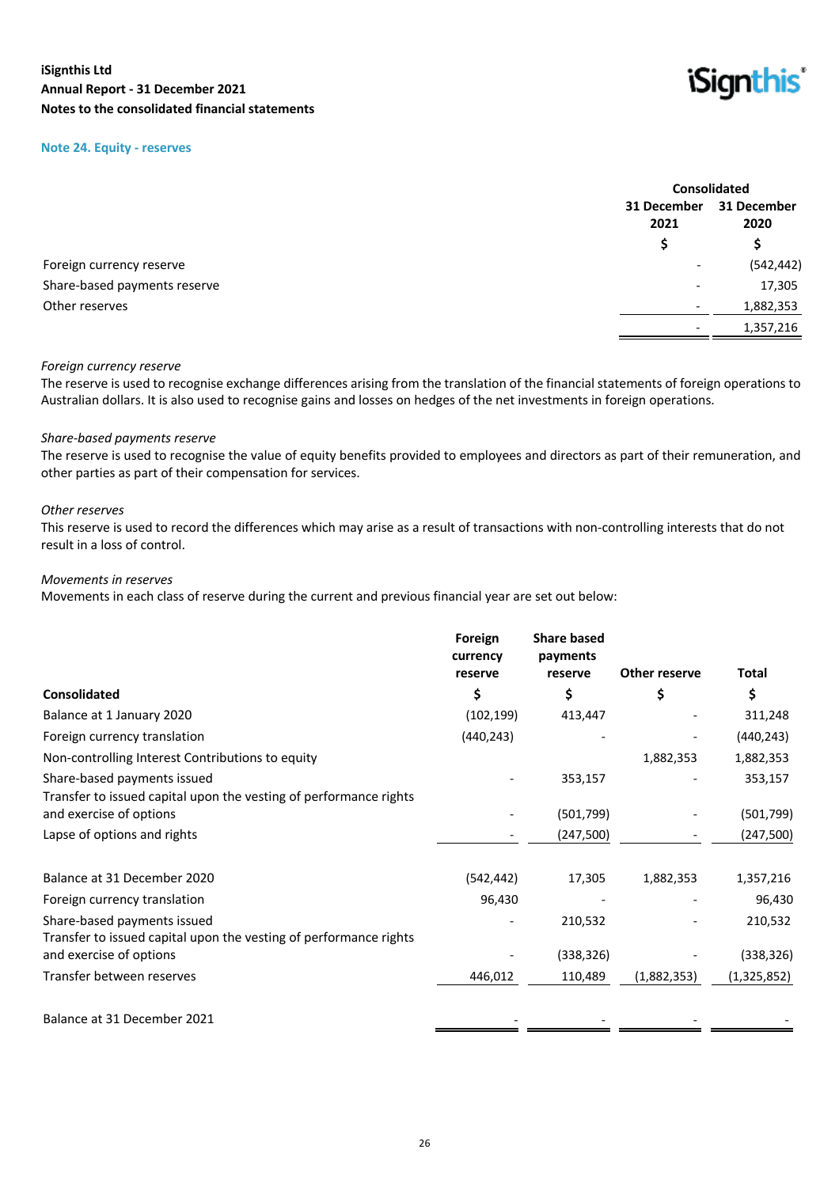## Note 24. Equity - reserves

| | Consolidated | |
|---|---|---|
| | 31 December 2021 | 31 December 2020 |
| | $ | $ |
| Foreign currency reserve | - | (542,442) |
| Share-based payments reserve | - | 17,305 |
| Other reserves | - | 1,882,353 |
| | - | 1,357,216 |

*Foreign currency reserve*
The reserve is used to recognise exchange differences arising from the translation of the financial statements of foreign operations to Australian dollars. It is also used to recognise gains and losses on hedges of the net investments in foreign operations.

*Share-based payments reserve*
The reserve is used to recognise the value of equity benefits provided to employees and directors as part of their remuneration, and other parties as part of their compensation for services.

*Other reserves*
This reserve is used to record the differences which may arise as a result of transactions with non-controlling interests that do not result in a loss of control.

*Movements in reserves*
Movements in each class of reserve during the current and previous financial year are set out below:

| Consolidated | Foreign currency reserve $ | Share based payments reserve $ | Other reserve $ | Total $ |
|---|---|---|---|---|
| Balance at 1 January 2020 | (102,199) | 413,447 | - | 311,248 |
| Foreign currency translation | (440,243) | - | - | (440,243) |
| Non-controlling Interest Contributions to equity | | | 1,882,353 | 1,882,353 |
| Share-based payments issued | - | 353,157 | - | 353,157 |
| Transfer to issued capital upon the vesting of performance rights and exercise of options | - | (501,799) | - | (501,799) |
| Lapse of options and rights | - | (247,500) | - | (247,500) |
| Balance at 31 December 2020 | (542,442) | 17,305 | 1,882,353 | 1,357,216 |
| Foreign currency translation | 96,430 | - | - | 96,430 |
| Share-based payments issued | - | 210,532 | - | 210,532 |
| Transfer to issued capital upon the vesting of performance rights and exercise of options | - | (338,326) | - | (338,326) |
| Transfer between reserves | 446,012 | 110,489 | (1,882,353) | (1,325,852) |
| Balance at 31 December 2021 | - | - | - | - |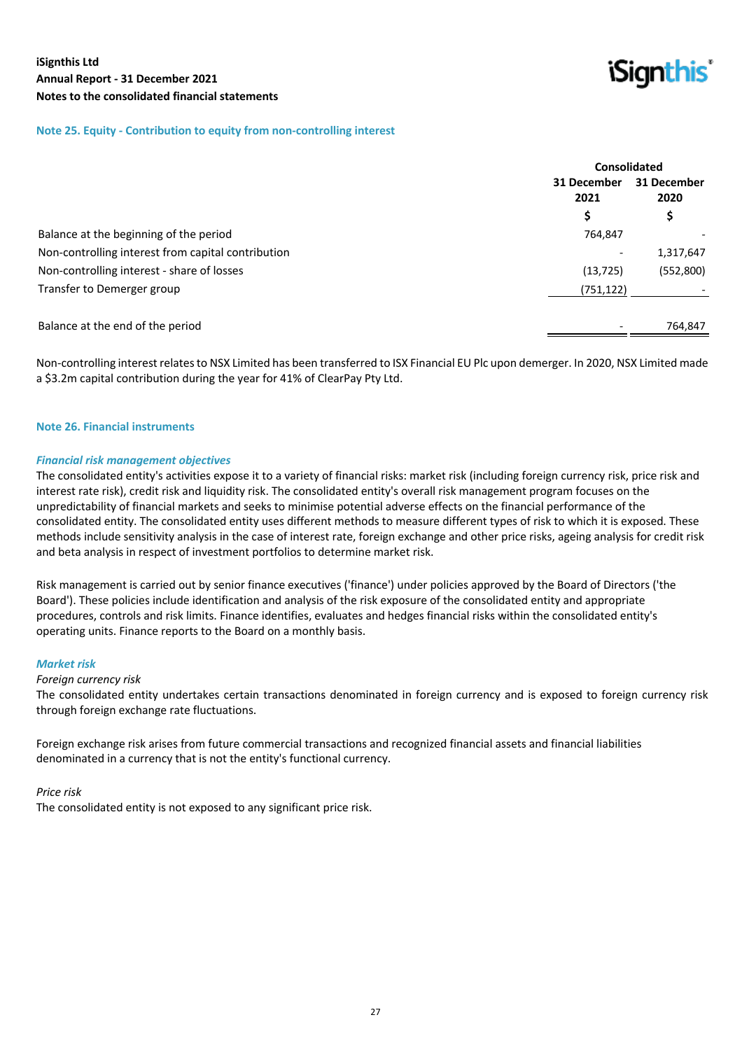## Note 25. Equity - Contribution to equity from non-controlling interest

| | Consolidated | |
|---|---|---|
| | 31 December 2021 | 31 December 2020 |
| | $ | $ |
| Balance at the beginning of the period | 764,847 | - |
| Non-controlling interest from capital contribution | - | 1,317,647 |
| Non-controlling interest - share of losses | (13,725) | (552,800) |
| Transfer to Demerger group | (751,122) | - |
| Balance at the end of the period | - | 764,847 |

Non-controlling interest relates to NSX Limited has been transferred to ISX Financial EU Plc upon demerger. In 2020, NSX Limited made a $3.2m capital contribution during the year for 41% of ClearPay Pty Ltd.

## Note 26. Financial instruments

### *Financial risk management objectives*

The consolidated entity's activities expose it to a variety of financial risks: market risk (including foreign currency risk, price risk and interest rate risk), credit risk and liquidity risk. The consolidated entity's overall risk management program focuses on the unpredictability of financial markets and seeks to minimise potential adverse effects on the financial performance of the consolidated entity. The consolidated entity uses different methods to measure different types of risk to which it is exposed. These methods include sensitivity analysis in the case of interest rate, foreign exchange and other price risks, ageing analysis for credit risk and beta analysis in respect of investment portfolios to determine market risk.

Risk management is carried out by senior finance executives ('finance') under policies approved by the Board of Directors ('the Board'). These policies include identification and analysis of the risk exposure of the consolidated entity and appropriate procedures, controls and risk limits. Finance identifies, evaluates and hedges financial risks within the consolidated entity's operating units. Finance reports to the Board on a monthly basis.

### *Market risk*

*Foreign currency risk*

The consolidated entity undertakes certain transactions denominated in foreign currency and is exposed to foreign currency risk through foreign exchange rate fluctuations.

Foreign exchange risk arises from future commercial transactions and recognized financial assets and financial liabilities denominated in a currency that is not the entity's functional currency.

*Price risk*

The consolidated entity is not exposed to any significant price risk.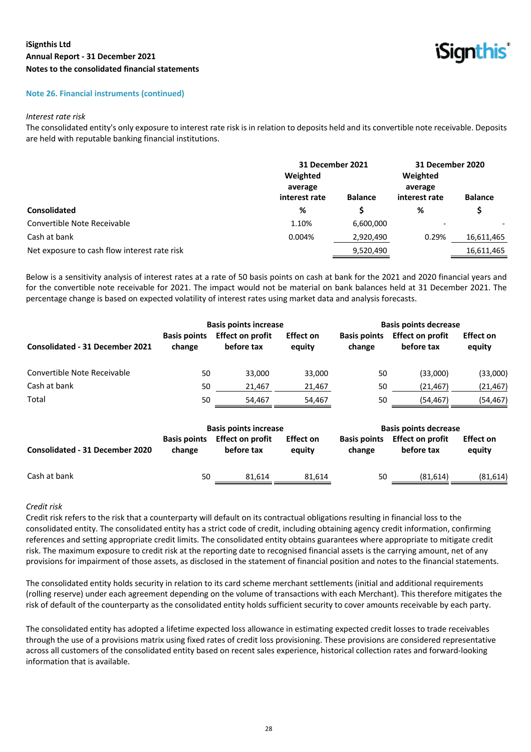### Note 26. Financial instruments (continued)

*Interest rate risk*

The consolidated entity's only exposure to interest rate risk is in relation to deposits held and its convertible note receivable. Deposits are held with reputable banking financial institutions.

| | 31 December 2021 | | 31 December 2020 | |
|---|---|---|---|---|
| | Weighted average interest rate | Balance | Weighted average interest rate | Balance |
| Consolidated | % | $ | % | $ |
| Convertible Note Receivable | 1.10% | 6,600,000 | - | - |
| Cash at bank | 0.004% | 2,920,490 | 0.29% | 16,611,465 |
| Net exposure to cash flow interest rate risk | | 9,520,490 | | 16,611,465 |

Below is a sensitivity analysis of interest rates at a rate of 50 basis points on cash at bank for the 2021 and 2020 financial years and for the convertible note receivable for 2021. The impact would not be material on bank balances held at 31 December 2021. The percentage change is based on expected volatility of interest rates using market data and analysis forecasts.

| | Basis points increase | | | Basis points decrease | | |
|---|---|---|---|---|---|---|
| Consolidated - 31 December 2021 | Basis points change | Effect on profit before tax | Effect on equity | Basis points change | Effect on profit before tax | Effect on equity |
| Convertible Note Receivable | 50 | 33,000 | 33,000 | 50 | (33,000) | (33,000) |
| Cash at bank | 50 | 21,467 | 21,467 | 50 | (21,467) | (21,467) |
| Total | 50 | 54,467 | 54,467 | 50 | (54,467) | (54,467) |

| | Basis points increase | | | Basis points decrease | | |
|---|---|---|---|---|---|---|
| Consolidated - 31 December 2020 | Basis points change | Effect on profit before tax | Effect on equity | Basis points change | Effect on profit before tax | Effect on equity |
| Cash at bank | 50 | 81,614 | 81,614 | 50 | (81,614) | (81,614) |

*Credit risk*

Credit risk refers to the risk that a counterparty will default on its contractual obligations resulting in financial loss to the consolidated entity. The consolidated entity has a strict code of credit, including obtaining agency credit information, confirming references and setting appropriate credit limits. The consolidated entity obtains guarantees where appropriate to mitigate credit risk. The maximum exposure to credit risk at the reporting date to recognised financial assets is the carrying amount, net of any provisions for impairment of those assets, as disclosed in the statement of financial position and notes to the financial statements.

The consolidated entity holds security in relation to its card scheme merchant settlements (initial and additional requirements (rolling reserve) under each agreement depending on the volume of transactions with each Merchant). This therefore mitigates the risk of default of the counterparty as the consolidated entity holds sufficient security to cover amounts receivable by each party.

The consolidated entity has adopted a lifetime expected loss allowance in estimating expected credit losses to trade receivables through the use of a provisions matrix using fixed rates of credit loss provisioning. These provisions are considered representative across all customers of the consolidated entity based on recent sales experience, historical collection rates and forward-looking information that is available.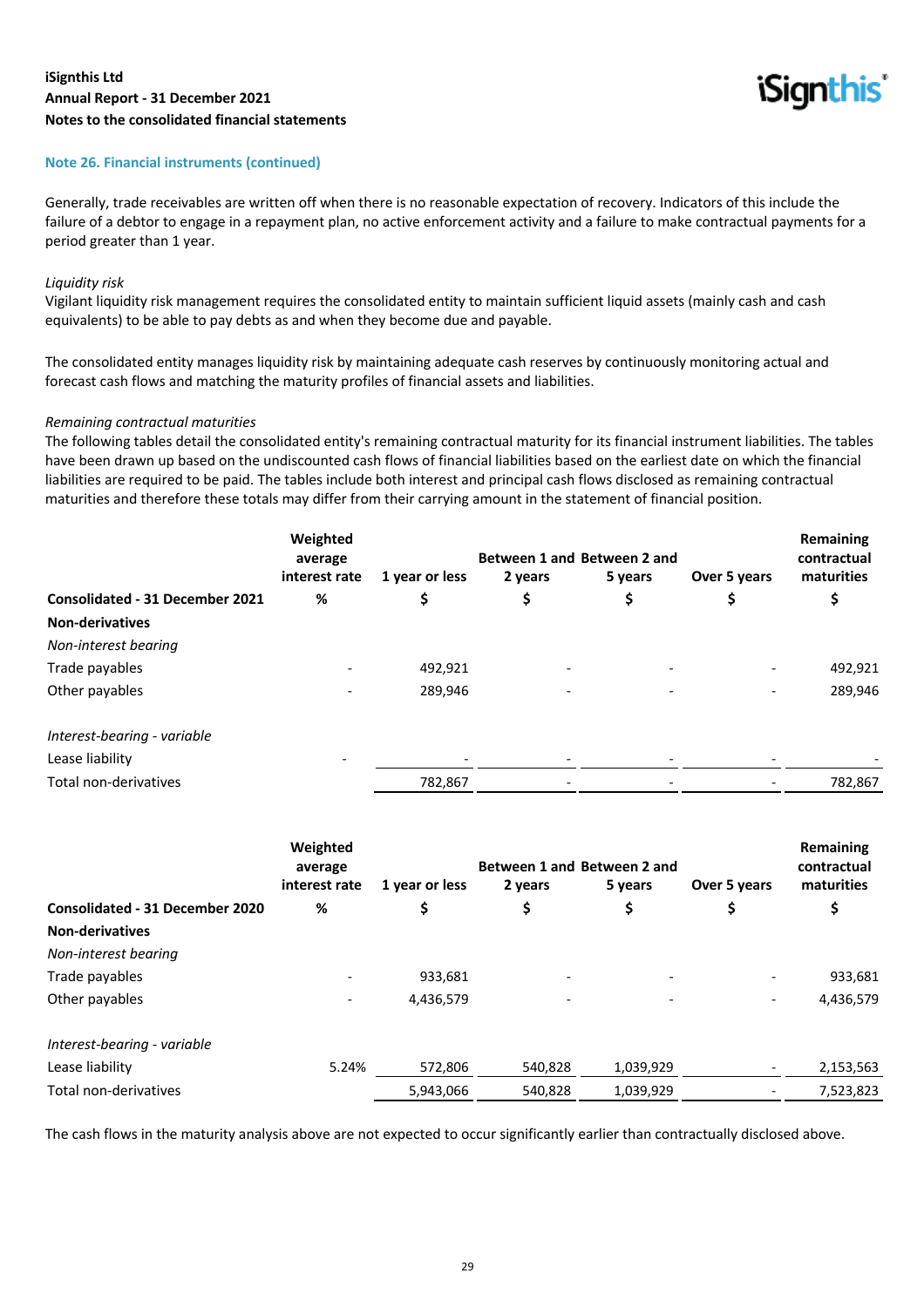## Note 26. Financial instruments (continued)

Generally, trade receivables are written off when there is no reasonable expectation of recovery. Indicators of this include the failure of a debtor to engage in a repayment plan, no active enforcement activity and a failure to make contractual payments for a period greater than 1 year.

*Liquidity risk*

Vigilant liquidity risk management requires the consolidated entity to maintain sufficient liquid assets (mainly cash and cash equivalents) to be able to pay debts as and when they become due and payable.

The consolidated entity manages liquidity risk by maintaining adequate cash reserves by continuously monitoring actual and forecast cash flows and matching the maturity profiles of financial assets and liabilities.

*Remaining contractual maturities*

The following tables detail the consolidated entity's remaining contractual maturity for its financial instrument liabilities. The tables have been drawn up based on the undiscounted cash flows of financial liabilities based on the earliest date on which the financial liabilities are required to be paid. The tables include both interest and principal cash flows disclosed as remaining contractual maturities and therefore these totals may differ from their carrying amount in the statement of financial position.

| Consolidated - 31 December 2021 | Weighted average interest rate % | 1 year or less $ | Between 1 and 2 years $ | Between 2 and 5 years $ | Over 5 years $ | Remaining contractual maturities $ |
|---|---|---|---|---|---|---|
| **Non-derivatives** | | | | | | |
| *Non-interest bearing* | | | | | | |
| Trade payables | - | 492,921 | - | - | - | 492,921 |
| Other payables | - | 289,946 | - | - | - | 289,946 |
| *Interest-bearing - variable* | | | | | | |
| Lease liability | - | - | - | - | - | - |
| Total non-derivatives | | 782,867 | - | - | - | 782,867 |

| Consolidated - 31 December 2020 | Weighted average interest rate % | 1 year or less $ | Between 1 and 2 years $ | Between 2 and 5 years $ | Over 5 years $ | Remaining contractual maturities $ |
|---|---|---|---|---|---|---|
| **Non-derivatives** | | | | | | |
| *Non-interest bearing* | | | | | | |
| Trade payables | - | 933,681 | - | - | - | 933,681 |
| Other payables | - | 4,436,579 | - | - | - | 4,436,579 |
| *Interest-bearing - variable* | | | | | | |
| Lease liability | 5.24% | 572,806 | 540,828 | 1,039,929 | - | 2,153,563 |
| Total non-derivatives | | 5,943,066 | 540,828 | 1,039,929 | - | 7,523,823 |

The cash flows in the maturity analysis above are not expected to occur significantly earlier than contractually disclosed above.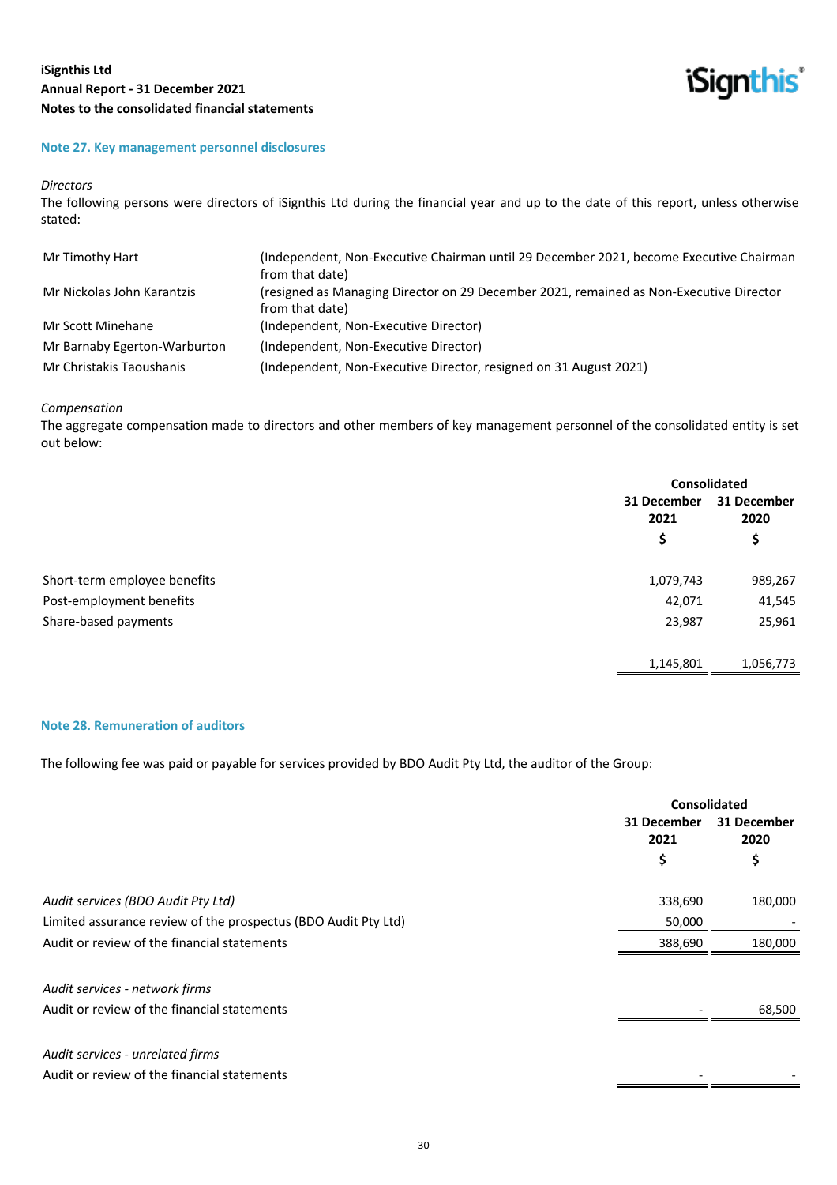## Note 27. Key management personnel disclosures

*Directors*

The following persons were directors of iSignthis Ltd during the financial year and up to the date of this report, unless otherwise stated:

| | |
|---|---|
| Mr Timothy Hart | (Independent, Non-Executive Chairman until 29 December 2021, become Executive Chairman from that date) |
| Mr Nickolas John Karantzis | (resigned as Managing Director on 29 December 2021, remained as Non-Executive Director from that date) |
| Mr Scott Minehane | (Independent, Non-Executive Director) |
| Mr Barnaby Egerton-Warburton | (Independent, Non-Executive Director) |
| Mr Christakis Taoushanis | (Independent, Non-Executive Director, resigned on 31 August 2021) |

*Compensation*

The aggregate compensation made to directors and other members of key management personnel of the consolidated entity is set out below:

| | Consolidated | |
|---|---|---|
| | 31 December 2021 | 31 December 2020 |
| | $ | $ |
| Short-term employee benefits | 1,079,743 | 989,267 |
| Post-employment benefits | 42,071 | 41,545 |
| Share-based payments | 23,987 | 25,961 |
| | 1,145,801 | 1,056,773 |

## Note 28. Remuneration of auditors

The following fee was paid or payable for services provided by BDO Audit Pty Ltd, the auditor of the Group:

| | Consolidated | |
|---|---|---|
| | 31 December 2021 | 31 December 2020 |
| | $ | $ |
| *Audit services (BDO Audit Pty Ltd)* | 338,690 | 180,000 |
| Limited assurance review of the prospectus (BDO Audit Pty Ltd) | 50,000 | - |
| Audit or review of the financial statements | 388,690 | 180,000 |
| | | |
| *Audit services - network firms* | | |
| Audit or review of the financial statements | - | 68,500 |
| | | |
| *Audit services - unrelated firms* | | |
| Audit or review of the financial statements | - | - |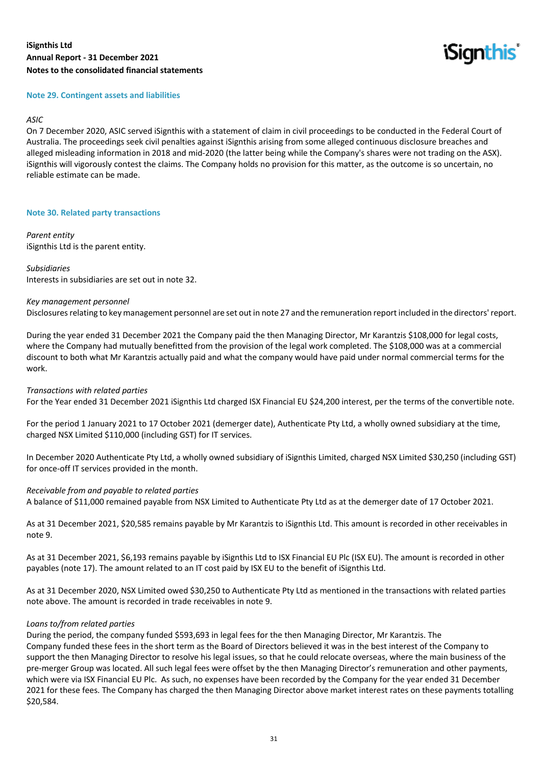## Note 29. Contingent assets and liabilities

*ASIC*

On 7 December 2020, ASIC served iSignthis with a statement of claim in civil proceedings to be conducted in the Federal Court of Australia. The proceedings seek civil penalties against iSignthis arising from some alleged continuous disclosure breaches and alleged misleading information in 2018 and mid-2020 (the latter being while the Company's shares were not trading on the ASX). iSignthis will vigorously contest the claims. The Company holds no provision for this matter, as the outcome is so uncertain, no reliable estimate can be made.

## Note 30. Related party transactions

*Parent entity*

iSignthis Ltd is the parent entity.

*Subsidiaries*

Interests in subsidiaries are set out in note 32.

*Key management personnel*

Disclosures relating to key management personnel are set out in note 27 and the remuneration report included in the directors' report.

During the year ended 31 December 2021 the Company paid the then Managing Director, Mr Karantzis $108,000 for legal costs, where the Company had mutually benefitted from the provision of the legal work completed. The $108,000 was at a commercial discount to both what Mr Karantzis actually paid and what the company would have paid under normal commercial terms for the work.

*Transactions with related parties*

For the Year ended 31 December 2021 iSignthis Ltd charged ISX Financial EU $24,200 interest, per the terms of the convertible note.

For the period 1 January 2021 to 17 October 2021 (demerger date), Authenticate Pty Ltd, a wholly owned subsidiary at the time, charged NSX Limited $110,000 (including GST) for IT services.

In December 2020 Authenticate Pty Ltd, a wholly owned subsidiary of iSignthis Limited, charged NSX Limited $30,250 (including GST) for once-off IT services provided in the month.

*Receivable from and payable to related parties*

A balance of $11,000 remained payable from NSX Limited to Authenticate Pty Ltd as at the demerger date of 17 October 2021.

As at 31 December 2021, $20,585 remains payable by Mr Karantzis to iSignthis Ltd. This amount is recorded in other receivables in note 9.

As at 31 December 2021, $6,193 remains payable by iSignthis Ltd to ISX Financial EU Plc (ISX EU). The amount is recorded in other payables (note 17). The amount related to an IT cost paid by ISX EU to the benefit of iSignthis Ltd.

As at 31 December 2020, NSX Limited owed $30,250 to Authenticate Pty Ltd as mentioned in the transactions with related parties note above. The amount is recorded in trade receivables in note 9.

*Loans to/from related parties*

During the period, the company funded $593,693 in legal fees for the then Managing Director, Mr Karantzis. The Company funded these fees in the short term as the Board of Directors believed it was in the best interest of the Company to support the then Managing Director to resolve his legal issues, so that he could relocate overseas, where the main business of the pre-merger Group was located. All such legal fees were offset by the then Managing Director's remuneration and other payments, which were via ISX Financial EU Plc. As such, no expenses have been recorded by the Company for the year ended 31 December 2021 for these fees. The Company has charged the then Managing Director above market interest rates on these payments totalling $20,584.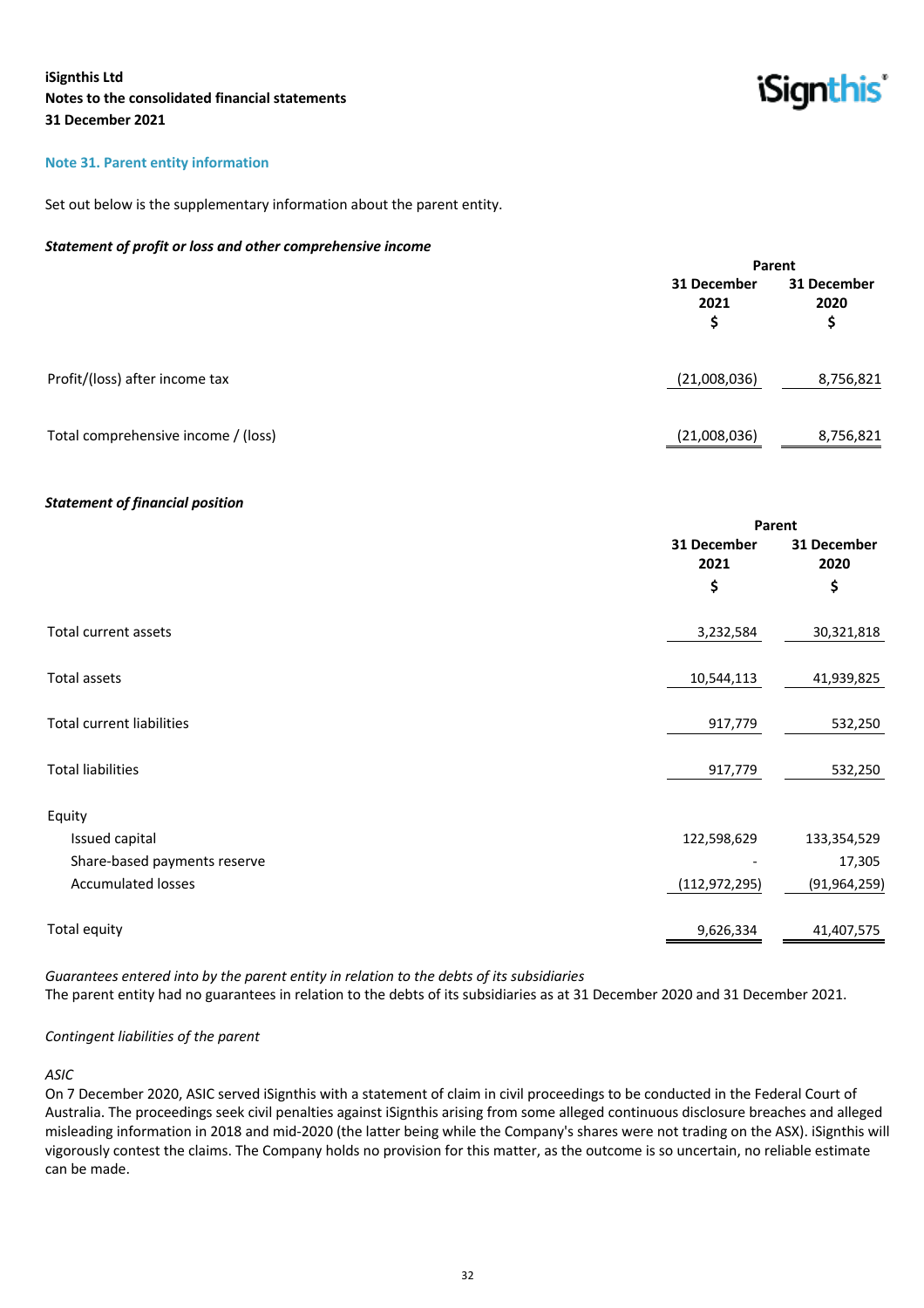## Note 31. Parent entity information

Set out below is the supplementary information about the parent entity.

***Statement of profit or loss and other comprehensive income***

| | Parent | |
|---|---|---|
| | 31 December 2021 $ | 31 December 2020 $ |
| Profit/(loss) after income tax | (21,008,036) | 8,756,821 |
| Total comprehensive income / (loss) | (21,008,036) | 8,756,821 |

***Statement of financial position***

| | Parent | |
|---|---|---|
| | 31 December 2021 $ | 31 December 2020 $ |
| Total current assets | 3,232,584 | 30,321,818 |
| Total assets | 10,544,113 | 41,939,825 |
| Total current liabilities | 917,779 | 532,250 |
| Total liabilities | 917,779 | 532,250 |
| Equity | | |
| Issued capital | 122,598,629 | 133,354,529 |
| Share-based payments reserve | - | 17,305 |
| Accumulated losses | (112,972,295) | (91,964,259) |
| Total equity | 9,626,334 | 41,407,575 |

*Guarantees entered into by the parent entity in relation to the debts of its subsidiaries*
The parent entity had no guarantees in relation to the debts of its subsidiaries as at 31 December 2020 and 31 December 2021.

*Contingent liabilities of the parent*

*ASIC*
On 7 December 2020, ASIC served iSignthis with a statement of claim in civil proceedings to be conducted in the Federal Court of Australia. The proceedings seek civil penalties against iSignthis arising from some alleged continuous disclosure breaches and alleged misleading information in 2018 and mid-2020 (the latter being while the Company's shares were not trading on the ASX). iSignthis will vigorously contest the claims. The Company holds no provision for this matter, as the outcome is so uncertain, no reliable estimate can be made.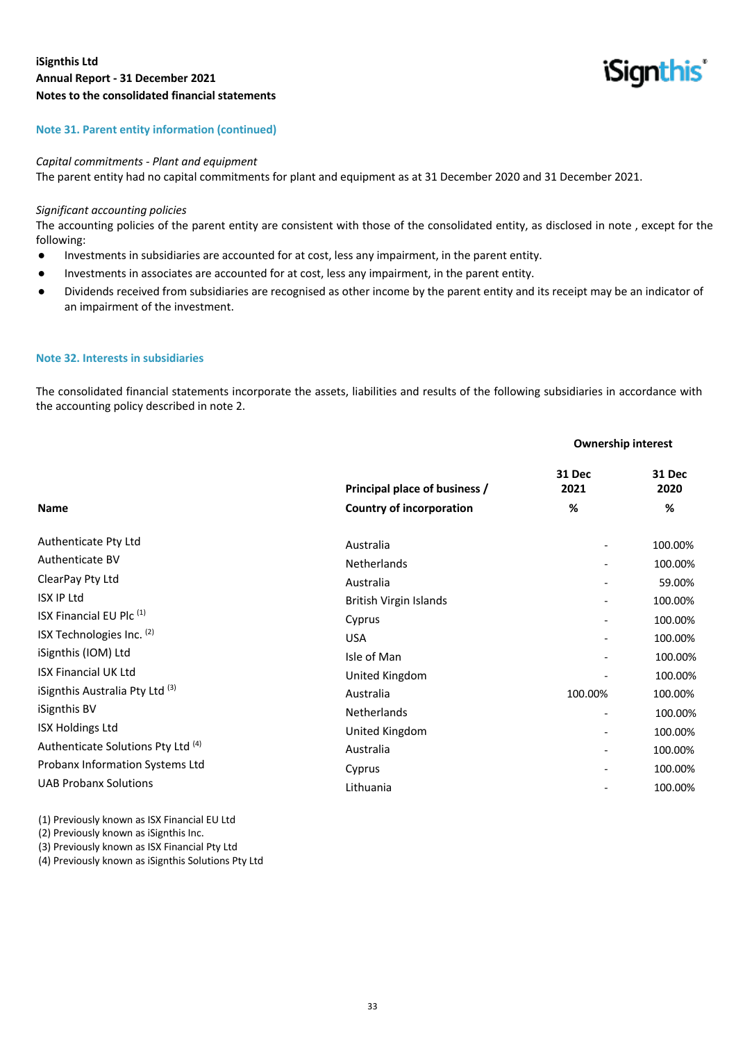## Note 31. Parent entity information (continued)

*Capital commitments - Plant and equipment*

The parent entity had no capital commitments for plant and equipment as at 31 December 2020 and 31 December 2021.

*Significant accounting policies*

The accounting policies of the parent entity are consistent with those of the consolidated entity, as disclosed in note , except for the following:

- Investments in subsidiaries are accounted for at cost, less any impairment, in the parent entity.
- Investments in associates are accounted for at cost, less any impairment, in the parent entity.
- Dividends received from subsidiaries are recognised as other income by the parent entity and its receipt may be an indicator of an impairment of the investment.

## Note 32. Interests in subsidiaries

The consolidated financial statements incorporate the assets, liabilities and results of the following subsidiaries in accordance with the accounting policy described in note 2.

| | | Ownership interest | |
|---|---|---|---|
| Name | Principal place of business / Country of incorporation | 31 Dec 2021 % | 31 Dec 2020 % |
| Authenticate Pty Ltd | Australia | - | 100.00% |
| Authenticate BV | Netherlands | - | 100.00% |
| ClearPay Pty Ltd | Australia | - | 59.00% |
| ISX IP Ltd | British Virgin Islands | - | 100.00% |
| ISX Financial EU Plc (1) | Cyprus | - | 100.00% |
| ISX Technologies Inc. (2) | USA | - | 100.00% |
| iSignthis (IOM) Ltd | Isle of Man | - | 100.00% |
| ISX Financial UK Ltd | United Kingdom | - | 100.00% |
| iSignthis Australia Pty Ltd (3) | Australia | 100.00% | 100.00% |
| iSignthis BV | Netherlands | - | 100.00% |
| ISX Holdings Ltd | United Kingdom | - | 100.00% |
| Authenticate Solutions Pty Ltd (4) | Australia | - | 100.00% |
| Probanx Information Systems Ltd | Cyprus | - | 100.00% |
| UAB Probanx Solutions | Lithuania | - | 100.00% |

(1) Previously known as ISX Financial EU Ltd
(2) Previously known as iSignthis Inc.
(3) Previously known as ISX Financial Pty Ltd
(4) Previously known as iSignthis Solutions Pty Ltd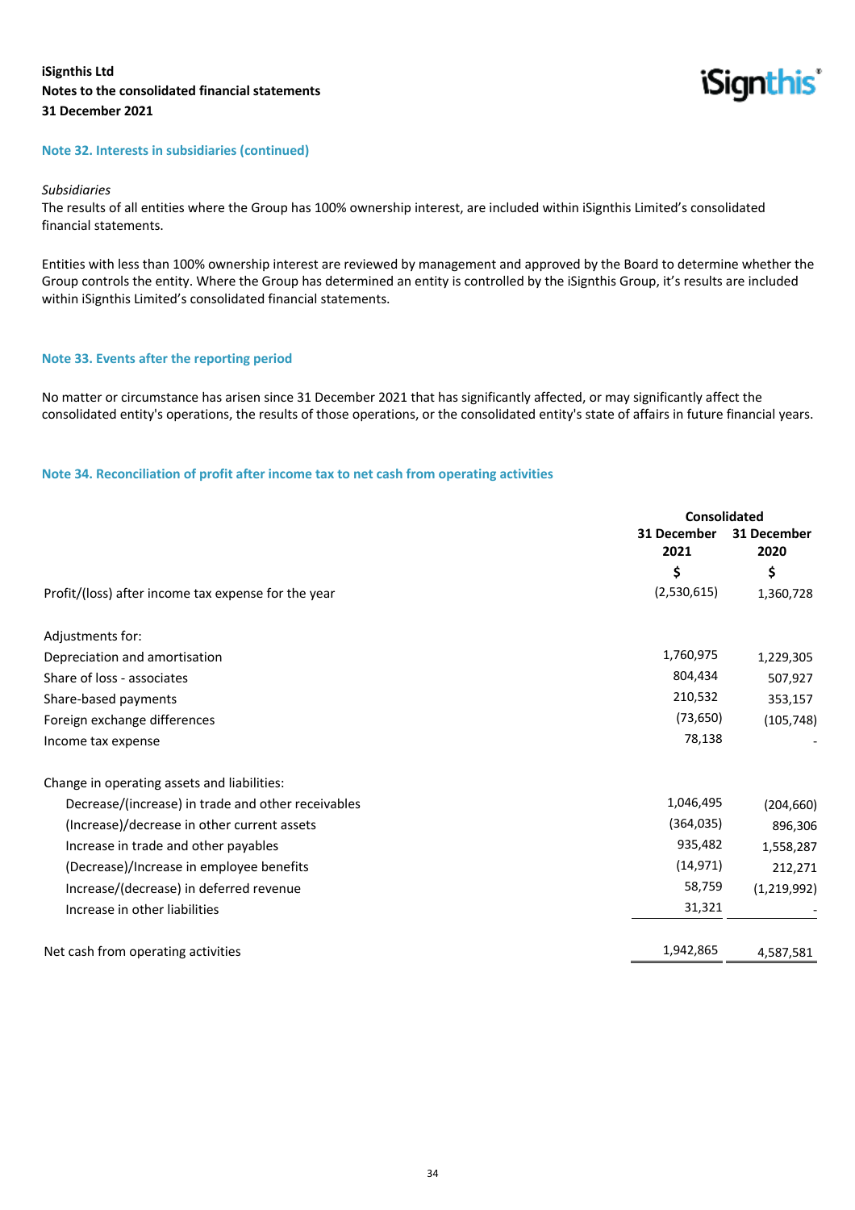**iSignthis Ltd**
**Notes to the consolidated financial statements**
**31 December 2021**

## Note 32. Interests in subsidiaries (continued)

*Subsidiaries*
The results of all entities where the Group has 100% ownership interest, are included within iSignthis Limited's consolidated financial statements.

Entities with less than 100% ownership interest are reviewed by management and approved by the Board to determine whether the Group controls the entity. Where the Group has determined an entity is controlled by the iSignthis Group, it's results are included within iSignthis Limited's consolidated financial statements.

## Note 33. Events after the reporting period

No matter or circumstance has arisen since 31 December 2021 that has significantly affected, or may significantly affect the consolidated entity's operations, the results of those operations, or the consolidated entity's state of affairs in future financial years.

## Note 34. Reconciliation of profit after income tax to net cash from operating activities

| | Consolidated | |
|---|---|---|
| | 31 December 2021 | 31 December 2020 |
| | $ | $ |
| Profit/(loss) after income tax expense for the year | (2,530,615) | 1,360,728 |
| | | |
| Adjustments for: | | |
| Depreciation and amortisation | 1,760,975 | 1,229,305 |
| Share of loss - associates | 804,434 | 507,927 |
| Share-based payments | 210,532 | 353,157 |
| Foreign exchange differences | (73,650) | (105,748) |
| Income tax expense | 78,138 | - |
| | | |
| Change in operating assets and liabilities: | | |
| Decrease/(increase) in trade and other receivables | 1,046,495 | (204,660) |
| (Increase)/decrease in other current assets | (364,035) | 896,306 |
| Increase in trade and other payables | 935,482 | 1,558,287 |
| (Decrease)/Increase in employee benefits | (14,971) | 212,271 |
| Increase/(decrease) in deferred revenue | 58,759 | (1,219,992) |
| Increase in other liabilities | 31,321 | - |
| | | |
| Net cash from operating activities | 1,942,865 | 4,587,581 |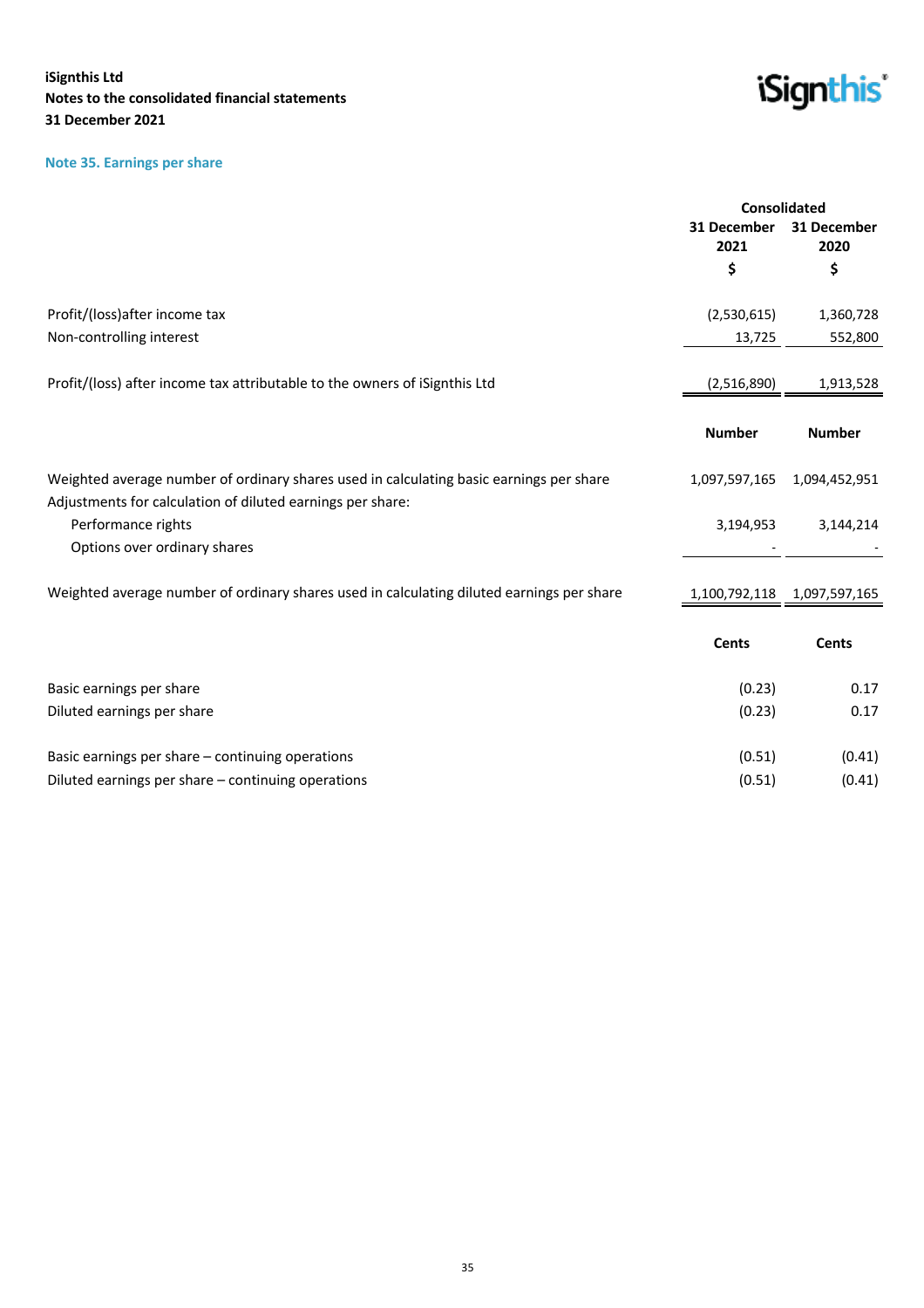## Note 35. Earnings per share

| | Consolidated | |
|---|---|---|
| | 31 December 2021 | 31 December 2020 |
| | $ | $ |
| Profit/(loss)after income tax | (2,530,615) | 1,360,728 |
| Non-controlling interest | 13,725 | 552,800 |
| Profit/(loss) after income tax attributable to the owners of iSignthis Ltd | (2,516,890) | 1,913,528 |

| | Number | Number |
|---|---|---|
| Weighted average number of ordinary shares used in calculating basic earnings per share | 1,097,597,165 | 1,094,452,951 |
| Adjustments for calculation of diluted earnings per share: | | |
| Performance rights | 3,194,953 | 3,144,214 |
| Options over ordinary shares | - | - |
| Weighted average number of ordinary shares used in calculating diluted earnings per share | 1,100,792,118 | 1,097,597,165 |

| | Cents | Cents |
|---|---|---|
| Basic earnings per share | (0.23) | 0.17 |
| Diluted earnings per share | (0.23) | 0.17 |
| Basic earnings per share – continuing operations | (0.51) | (0.41) |
| Diluted earnings per share – continuing operations | (0.51) | (0.41) |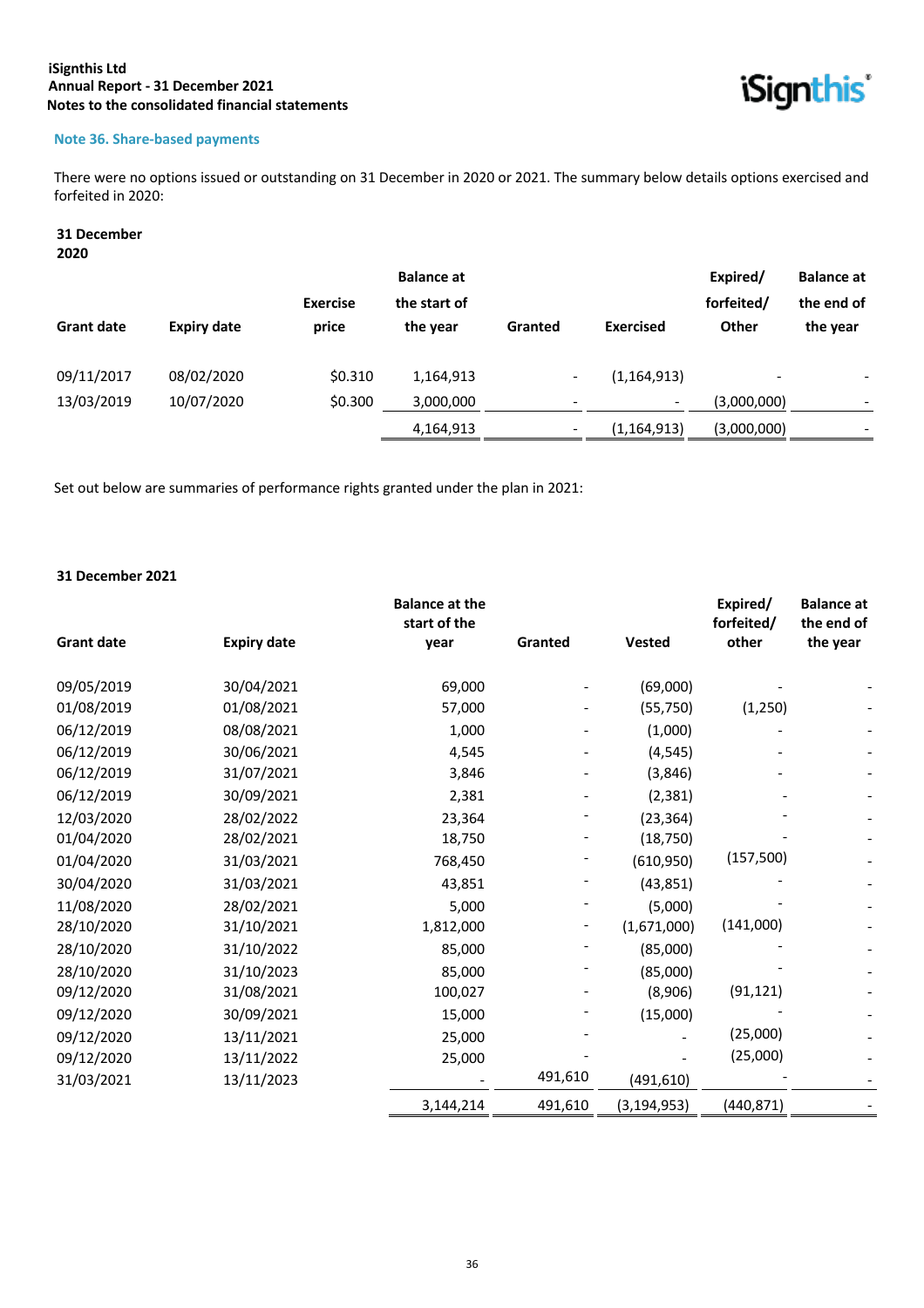## Note 36. Share-based payments

There were no options issued or outstanding on 31 December in 2020 or 2021. The summary below details options exercised and forfeited in 2020:

**31 December 2020**

| Grant date | Expiry date | Exercise price | Balance at the start of the year | Granted | Exercised | Expired/ forfeited/ Other | Balance at the end of the year |
|---|---|---|---|---|---|---|---|
| 09/11/2017 | 08/02/2020 | $0.310 | 1,164,913 | - | (1,164,913) | - | - |
| 13/03/2019 | 10/07/2020 | $0.300 | 3,000,000 | - | - | (3,000,000) | - |
| | | | 4,164,913 | - | (1,164,913) | (3,000,000) | - |

Set out below are summaries of performance rights granted under the plan in 2021:

**31 December 2021**

| Grant date | Expiry date | Balance at the start of the year | Granted | Vested | Expired/ forfeited/ other | Balance at the end of the year |
|---|---|---|---|---|---|---|
| 09/05/2019 | 30/04/2021 | 69,000 | - | (69,000) | - | - |
| 01/08/2019 | 01/08/2021 | 57,000 | - | (55,750) | (1,250) | - |
| 06/12/2019 | 08/08/2021 | 1,000 | - | (1,000) | - | - |
| 06/12/2019 | 30/06/2021 | 4,545 | - | (4,545) | - | - |
| 06/12/2019 | 31/07/2021 | 3,846 | - | (3,846) | - | - |
| 06/12/2019 | 30/09/2021 | 2,381 | - | (2,381) | - | - |
| 12/03/2020 | 28/02/2022 | 23,364 | - | (23,364) | - | - |
| 01/04/2020 | 28/02/2021 | 18,750 | - | (18,750) | - | - |
| 01/04/2020 | 31/03/2021 | 768,450 | - | (610,950) | (157,500) | - |
| 30/04/2020 | 31/03/2021 | 43,851 | - | (43,851) | - | - |
| 11/08/2020 | 28/02/2021 | 5,000 | - | (5,000) | - | - |
| 28/10/2020 | 31/10/2021 | 1,812,000 | - | (1,671,000) | (141,000) | - |
| 28/10/2020 | 31/10/2022 | 85,000 | - | (85,000) | - | - |
| 28/10/2020 | 31/10/2023 | 85,000 | - | (85,000) | - | - |
| 09/12/2020 | 31/08/2021 | 100,027 | - | (8,906) | (91,121) | - |
| 09/12/2020 | 30/09/2021 | 15,000 | - | (15,000) | - | - |
| 09/12/2020 | 13/11/2021 | 25,000 | - | - | (25,000) | - |
| 09/12/2020 | 13/11/2022 | 25,000 | - | - | (25,000) | - |
| 31/03/2021 | 13/11/2023 | - | 491,610 | (491,610) | - | - |
| | | 3,144,214 | 491,610 | (3,194,953) | (440,871) | - |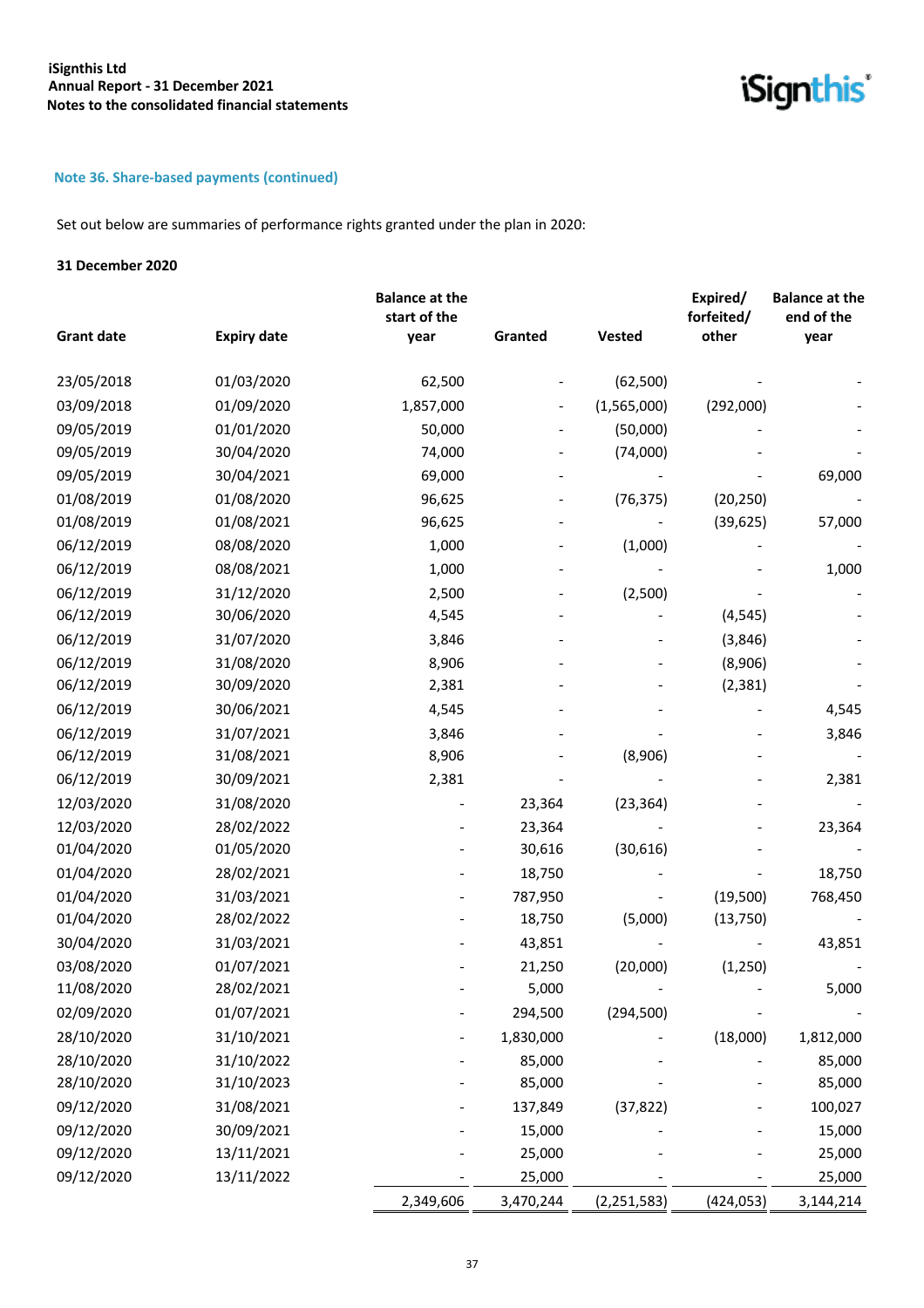## Note 36. Share-based payments (continued)

Set out below are summaries of performance rights granted under the plan in 2020:

**31 December 2020**

| Grant date | Expiry date | Balance at the start of the year | Granted | Vested | Expired/ forfeited/ other | Balance at the end of the year |
|---|---|---|---|---|---|---|
| 23/05/2018 | 01/03/2020 | 62,500 | - | (62,500) | - | - |
| 03/09/2018 | 01/09/2020 | 1,857,000 | - | (1,565,000) | (292,000) | - |
| 09/05/2019 | 01/01/2020 | 50,000 | - | (50,000) | - | - |
| 09/05/2019 | 30/04/2020 | 74,000 | - | (74,000) | - | - |
| 09/05/2019 | 30/04/2021 | 69,000 | - | - | - | 69,000 |
| 01/08/2019 | 01/08/2020 | 96,625 | - | (76,375) | (20,250) | - |
| 01/08/2019 | 01/08/2021 | 96,625 | - | - | (39,625) | 57,000 |
| 06/12/2019 | 08/08/2020 | 1,000 | - | (1,000) | - | - |
| 06/12/2019 | 08/08/2021 | 1,000 | - | - | - | 1,000 |
| 06/12/2019 | 31/12/2020 | 2,500 | - | (2,500) | - | - |
| 06/12/2019 | 30/06/2020 | 4,545 | - | - | (4,545) | - |
| 06/12/2019 | 31/07/2020 | 3,846 | - | - | (3,846) | - |
| 06/12/2019 | 31/08/2020 | 8,906 | - | - | (8,906) | - |
| 06/12/2019 | 30/09/2020 | 2,381 | - | - | (2,381) | - |
| 06/12/2019 | 30/06/2021 | 4,545 | - | - | - | 4,545 |
| 06/12/2019 | 31/07/2021 | 3,846 | - | - | - | 3,846 |
| 06/12/2019 | 31/08/2021 | 8,906 | - | (8,906) | - | - |
| 06/12/2019 | 30/09/2021 | 2,381 | - | - | - | 2,381 |
| 12/03/2020 | 31/08/2020 | - | 23,364 | (23,364) | - | - |
| 12/03/2020 | 28/02/2022 | - | 23,364 | - | - | 23,364 |
| 01/04/2020 | 01/05/2020 | - | 30,616 | (30,616) | - | - |
| 01/04/2020 | 28/02/2021 | - | 18,750 | - | - | 18,750 |
| 01/04/2020 | 31/03/2021 | - | 787,950 | - | (19,500) | 768,450 |
| 01/04/2020 | 28/02/2022 | - | 18,750 | (5,000) | (13,750) | - |
| 30/04/2020 | 31/03/2021 | - | 43,851 | - | - | 43,851 |
| 03/08/2020 | 01/07/2021 | - | 21,250 | (20,000) | (1,250) | - |
| 11/08/2020 | 28/02/2021 | - | 5,000 | - | - | 5,000 |
| 02/09/2020 | 01/07/2021 | - | 294,500 | (294,500) | - | - |
| 28/10/2020 | 31/10/2021 | - | 1,830,000 | - | (18,000) | 1,812,000 |
| 28/10/2020 | 31/10/2022 | - | 85,000 | - | - | 85,000 |
| 28/10/2020 | 31/10/2023 | - | 85,000 | - | - | 85,000 |
| 09/12/2020 | 31/08/2021 | - | 137,849 | (37,822) | - | 100,027 |
| 09/12/2020 | 30/09/2021 | - | 15,000 | - | - | 15,000 |
| 09/12/2020 | 13/11/2021 | - | 25,000 | - | - | 25,000 |
| 09/12/2020 | 13/11/2022 | - | 25,000 | - | - | 25,000 |
| | | 2,349,606 | 3,470,244 | (2,251,583) | (424,053) | 3,144,214 |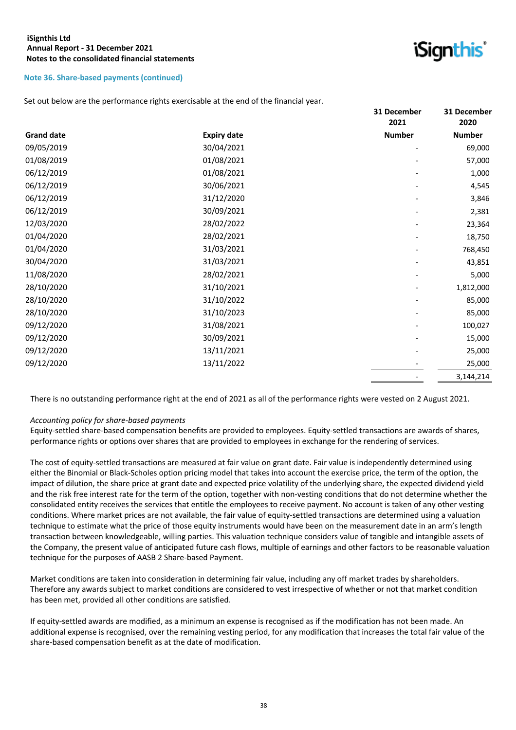## Note 36. Share-based payments (continued)

Set out below are the performance rights exercisable at the end of the financial year.

| Grand date | Expiry date | 31 December 2021 Number | 31 December 2020 Number |
|---|---|---|---|
| 09/05/2019 | 30/04/2021 | - | 69,000 |
| 01/08/2019 | 01/08/2021 | - | 57,000 |
| 06/12/2019 | 01/08/2021 | - | 1,000 |
| 06/12/2019 | 30/06/2021 | - | 4,545 |
| 06/12/2019 | 31/12/2020 | - | 3,846 |
| 06/12/2019 | 30/09/2021 | - | 2,381 |
| 12/03/2020 | 28/02/2022 | - | 23,364 |
| 01/04/2020 | 28/02/2021 | - | 18,750 |
| 01/04/2020 | 31/03/2021 | - | 768,450 |
| 30/04/2020 | 31/03/2021 | - | 43,851 |
| 11/08/2020 | 28/02/2021 | - | 5,000 |
| 28/10/2020 | 31/10/2021 | - | 1,812,000 |
| 28/10/2020 | 31/10/2022 | - | 85,000 |
| 28/10/2020 | 31/10/2023 | - | 85,000 |
| 09/12/2020 | 31/08/2021 | - | 100,027 |
| 09/12/2020 | 30/09/2021 | - | 15,000 |
| 09/12/2020 | 13/11/2021 | - | 25,000 |
| 09/12/2020 | 13/11/2022 | - | 25,000 |
| | | - | 3,144,214 |

There is no outstanding performance right at the end of 2021 as all of the performance rights were vested on 2 August 2021.

*Accounting policy for share-based payments*
Equity-settled share-based compensation benefits are provided to employees. Equity-settled transactions are awards of shares, performance rights or options over shares that are provided to employees in exchange for the rendering of services.

The cost of equity-settled transactions are measured at fair value on grant date. Fair value is independently determined using either the Binomial or Black-Scholes option pricing model that takes into account the exercise price, the term of the option, the impact of dilution, the share price at grant date and expected price volatility of the underlying share, the expected dividend yield and the risk free interest rate for the term of the option, together with non-vesting conditions that do not determine whether the consolidated entity receives the services that entitle the employees to receive payment. No account is taken of any other vesting conditions. Where market prices are not available, the fair value of equity-settled transactions are determined using a valuation technique to estimate what the price of those equity instruments would have been on the measurement date in an arm's length transaction between knowledgeable, willing parties. This valuation technique considers value of tangible and intangible assets of the Company, the present value of anticipated future cash flows, multiple of earnings and other factors to be reasonable valuation technique for the purposes of AASB 2 Share-based Payment.

Market conditions are taken into consideration in determining fair value, including any off market trades by shareholders. Therefore any awards subject to market conditions are considered to vest irrespective of whether or not that market condition has been met, provided all other conditions are satisfied.

If equity-settled awards are modified, as a minimum an expense is recognised as if the modification has not been made. An additional expense is recognised, over the remaining vesting period, for any modification that increases the total fair value of the share-based compensation benefit as at the date of modification.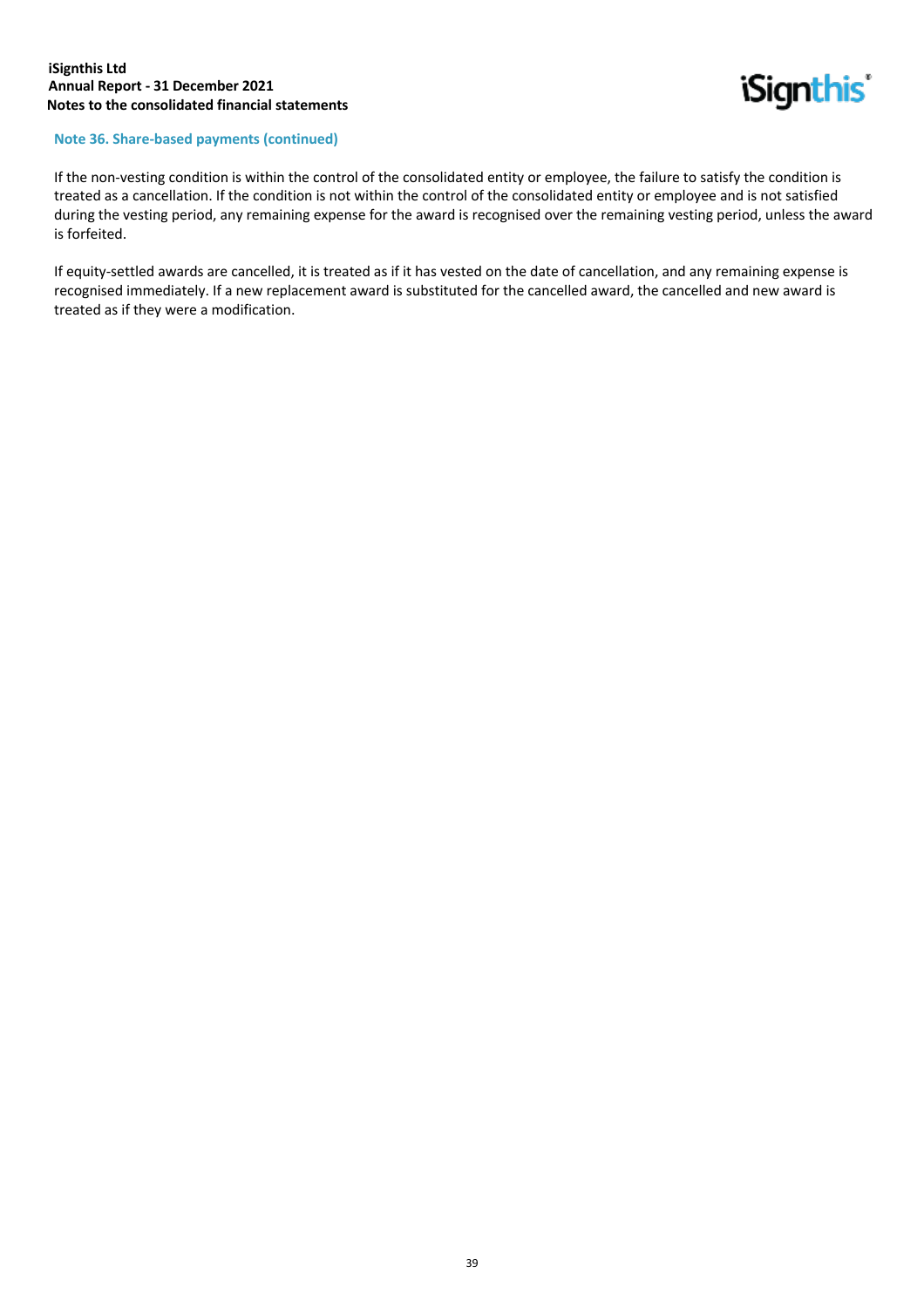### Note 36. Share-based payments (continued)

If the non-vesting condition is within the control of the consolidated entity or employee, the failure to satisfy the condition is treated as a cancellation. If the condition is not within the control of the consolidated entity or employee and is not satisfied during the vesting period, any remaining expense for the award is recognised over the remaining vesting period, unless the award is forfeited.

If equity-settled awards are cancelled, it is treated as if it has vested on the date of cancellation, and any remaining expense is recognised immediately. If a new replacement award is substituted for the cancelled award, the cancelled and new award is treated as if they were a modification.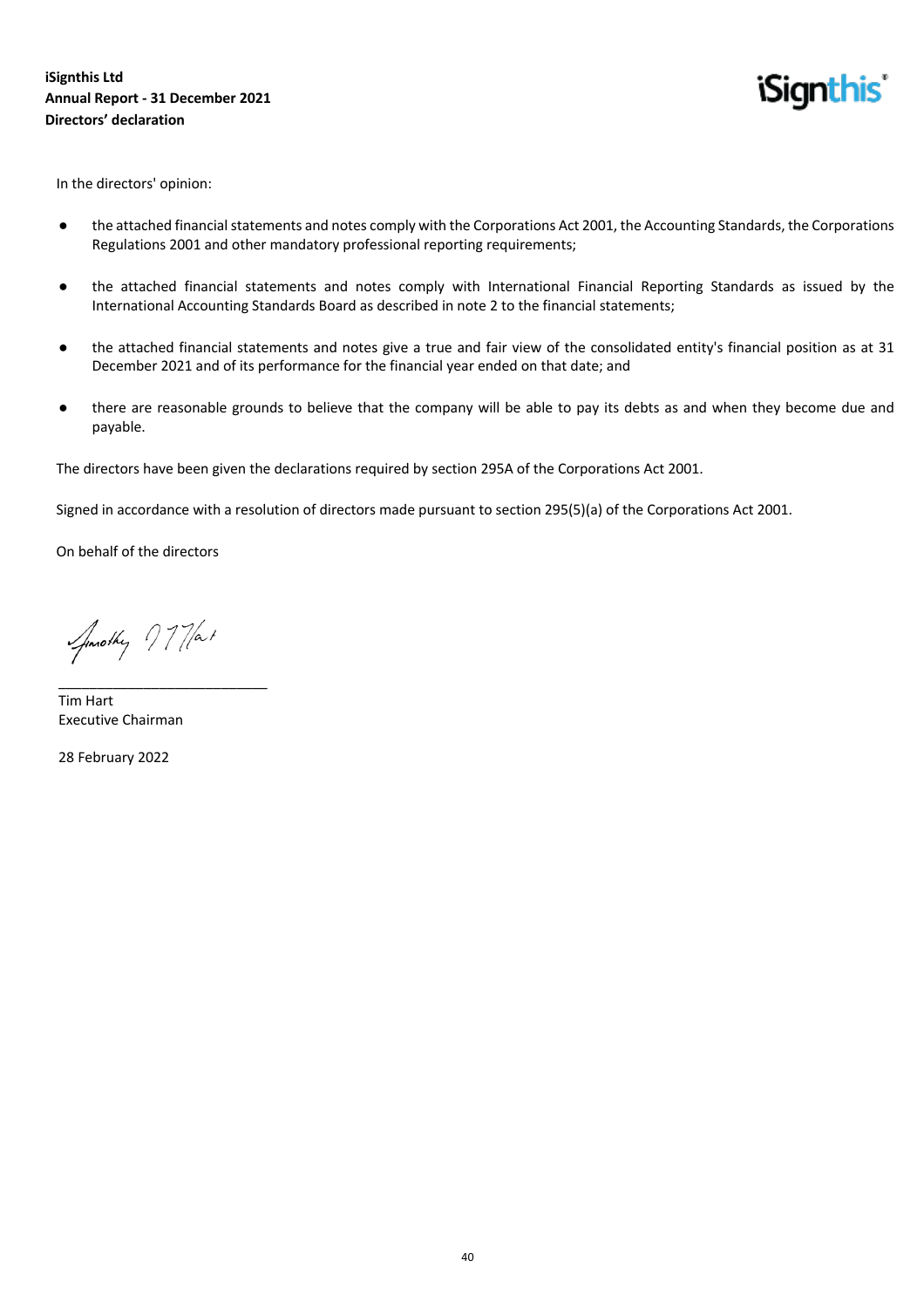**iSignthis Ltd**
**Annual Report - 31 December 2021**
**Directors' declaration**

In the directors' opinion:

- the attached financial statements and notes comply with the Corporations Act 2001, the Accounting Standards, the Corporations Regulations 2001 and other mandatory professional reporting requirements;
- the attached financial statements and notes comply with International Financial Reporting Standards as issued by the International Accounting Standards Board as described in note 2 to the financial statements;
- the attached financial statements and notes give a true and fair view of the consolidated entity's financial position as at 31 December 2021 and of its performance for the financial year ended on that date; and
- there are reasonable grounds to believe that the company will be able to pay its debts as and when they become due and payable.

The directors have been given the declarations required by section 295A of the Corporations Act 2001.

Signed in accordance with a resolution of directors made pursuant to section 295(5)(a) of the Corporations Act 2001.

On behalf of the directors

\_\_\_\_\_\_\_\_\_\_\_\_\_\_\_\_\_\_\_\_\_\_\_\_\_\_\_\_

Tim Hart
Executive Chairman

28 February 2022